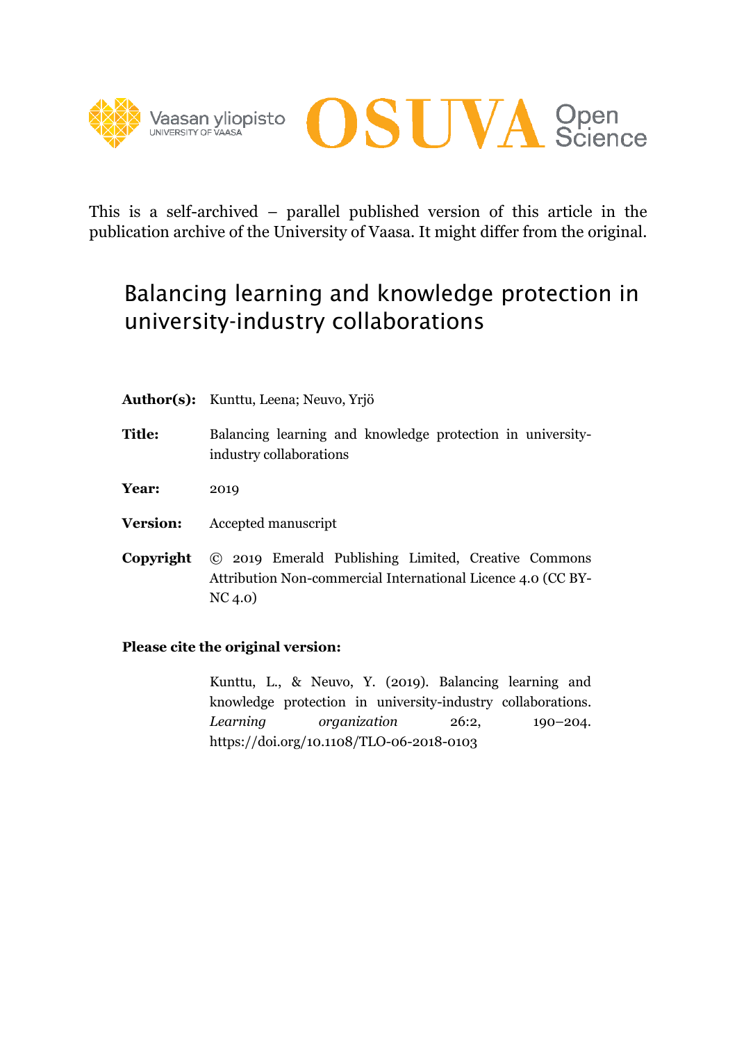This is a self-archived – parallel published version of this article in the publication archive of the University of Vaasa. It might differ from the original.

# Balancing learning and knowledge protection in university-industry collaborations

**Author(s):** Kunttu, Leena; Neuvo, Yrjö

**Title:** Balancing learning and knowledge protection in university-industry collaborations

**Year:** 2019

**Version:** Accepted manuscript

**Copyright** © 2019 Emerald Publishing Limited, Creative Commons Attribution Non-commercial International Licence 4.0 (CC BY-NC 4.0)

**Please cite the original version:**

Kunttu, L., & Neuvo, Y. (2019). Balancing learning and knowledge protection in university-industry collaborations. *Learning organization* 26:2, 190–204. https://doi.org/10.1108/TLO-06-2018-0103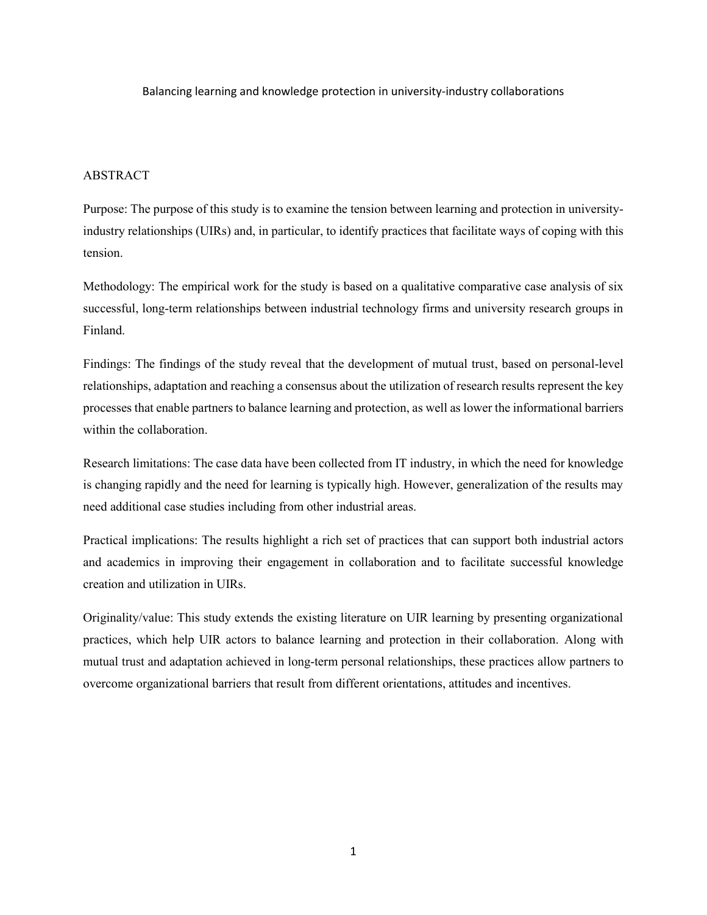# Balancing learning and knowledge protection in university-industry collaborations

## ABSTRACT

Purpose: The purpose of this study is to examine the tension between learning and protection in university-industry relationships (UIRs) and, in particular, to identify practices that facilitate ways of coping with this tension.

Methodology: The empirical work for the study is based on a qualitative comparative case analysis of six successful, long-term relationships between industrial technology firms and university research groups in Finland.

Findings: The findings of the study reveal that the development of mutual trust, based on personal-level relationships, adaptation and reaching a consensus about the utilization of research results represent the key processes that enable partners to balance learning and protection, as well as lower the informational barriers within the collaboration.

Research limitations: The case data have been collected from IT industry, in which the need for knowledge is changing rapidly and the need for learning is typically high. However, generalization of the results may need additional case studies including from other industrial areas.

Practical implications: The results highlight a rich set of practices that can support both industrial actors and academics in improving their engagement in collaboration and to facilitate successful knowledge creation and utilization in UIRs.

Originality/value: This study extends the existing literature on UIR learning by presenting organizational practices, which help UIR actors to balance learning and protection in their collaboration. Along with mutual trust and adaptation achieved in long-term personal relationships, these practices allow partners to overcome organizational barriers that result from different orientations, attitudes and incentives.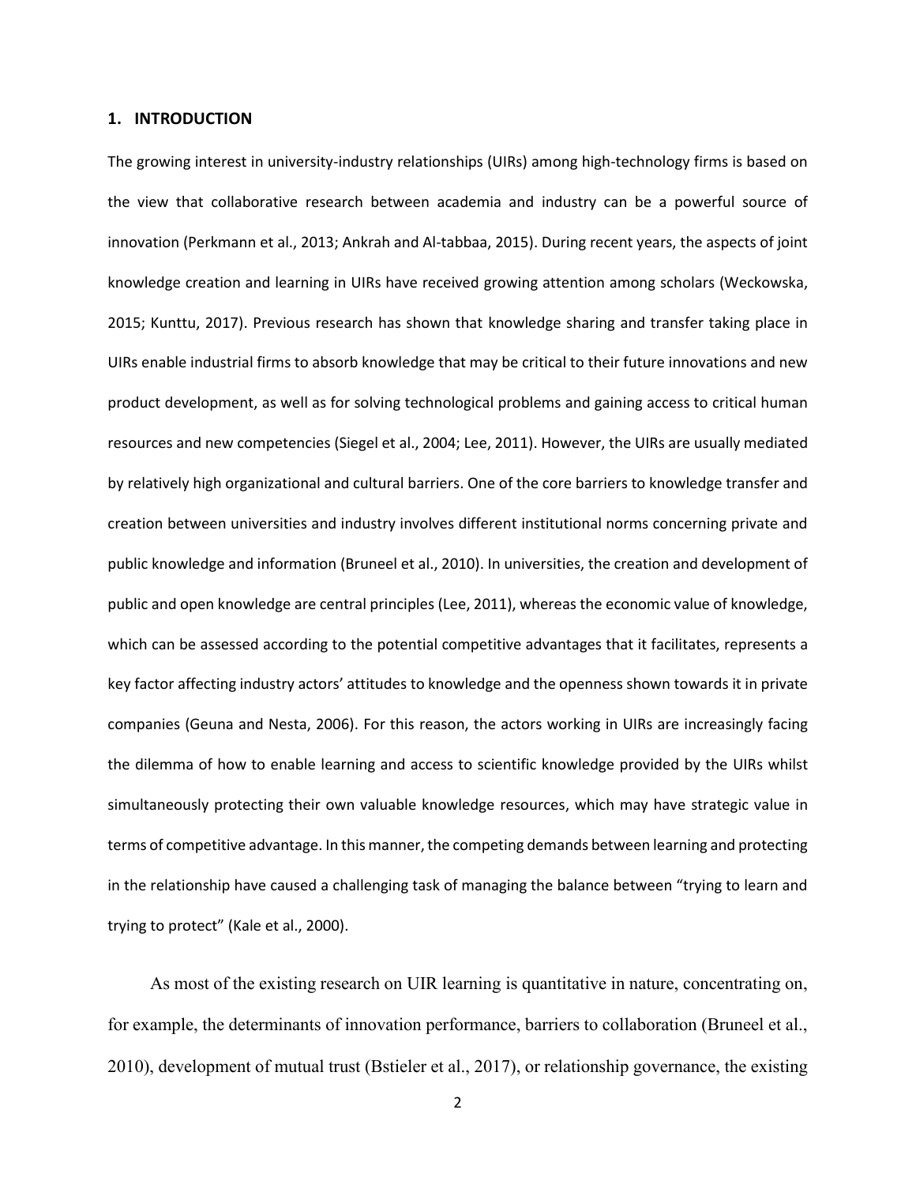## 1. INTRODUCTION

The growing interest in university-industry relationships (UIRs) among high-technology firms is based on the view that collaborative research between academia and industry can be a powerful source of innovation (Perkmann et al., 2013; Ankrah and Al-tabbaa, 2015). During recent years, the aspects of joint knowledge creation and learning in UIRs have received growing attention among scholars (Weckowska, 2015; Kunttu, 2017). Previous research has shown that knowledge sharing and transfer taking place in UIRs enable industrial firms to absorb knowledge that may be critical to their future innovations and new product development, as well as for solving technological problems and gaining access to critical human resources and new competencies (Siegel et al., 2004; Lee, 2011). However, the UIRs are usually mediated by relatively high organizational and cultural barriers. One of the core barriers to knowledge transfer and creation between universities and industry involves different institutional norms concerning private and public knowledge and information (Bruneel et al., 2010). In universities, the creation and development of public and open knowledge are central principles (Lee, 2011), whereas the economic value of knowledge, which can be assessed according to the potential competitive advantages that it facilitates, represents a key factor affecting industry actors' attitudes to knowledge and the openness shown towards it in private companies (Geuna and Nesta, 2006). For this reason, the actors working in UIRs are increasingly facing the dilemma of how to enable learning and access to scientific knowledge provided by the UIRs whilst simultaneously protecting their own valuable knowledge resources, which may have strategic value in terms of competitive advantage. In this manner, the competing demands between learning and protecting in the relationship have caused a challenging task of managing the balance between "trying to learn and trying to protect" (Kale et al., 2000).

As most of the existing research on UIR learning is quantitative in nature, concentrating on, for example, the determinants of innovation performance, barriers to collaboration (Bruneel et al., 2010), development of mutual trust (Bstieler et al., 2017), or relationship governance, the existing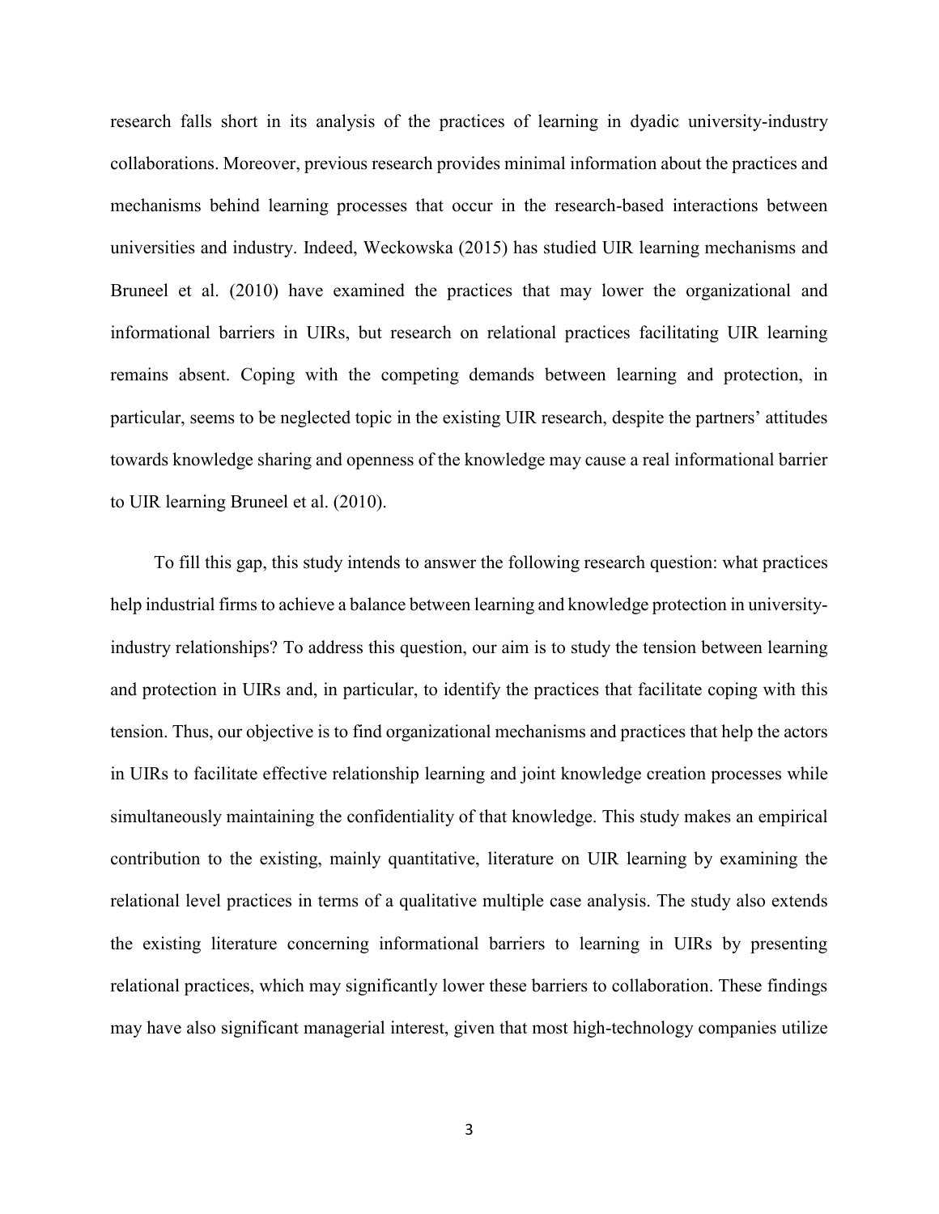research falls short in its analysis of the practices of learning in dyadic university-industry collaborations. Moreover, previous research provides minimal information about the practices and mechanisms behind learning processes that occur in the research-based interactions between universities and industry. Indeed, Weckowska (2015) has studied UIR learning mechanisms and Bruneel et al. (2010) have examined the practices that may lower the organizational and informational barriers in UIRs, but research on relational practices facilitating UIR learning remains absent. Coping with the competing demands between learning and protection, in particular, seems to be neglected topic in the existing UIR research, despite the partners' attitudes towards knowledge sharing and openness of the knowledge may cause a real informational barrier to UIR learning Bruneel et al. (2010).

To fill this gap, this study intends to answer the following research question: what practices help industrial firms to achieve a balance between learning and knowledge protection in university-industry relationships? To address this question, our aim is to study the tension between learning and protection in UIRs and, in particular, to identify the practices that facilitate coping with this tension. Thus, our objective is to find organizational mechanisms and practices that help the actors in UIRs to facilitate effective relationship learning and joint knowledge creation processes while simultaneously maintaining the confidentiality of that knowledge. This study makes an empirical contribution to the existing, mainly quantitative, literature on UIR learning by examining the relational level practices in terms of a qualitative multiple case analysis. The study also extends the existing literature concerning informational barriers to learning in UIRs by presenting relational practices, which may significantly lower these barriers to collaboration. These findings may have also significant managerial interest, given that most high-technology companies utilize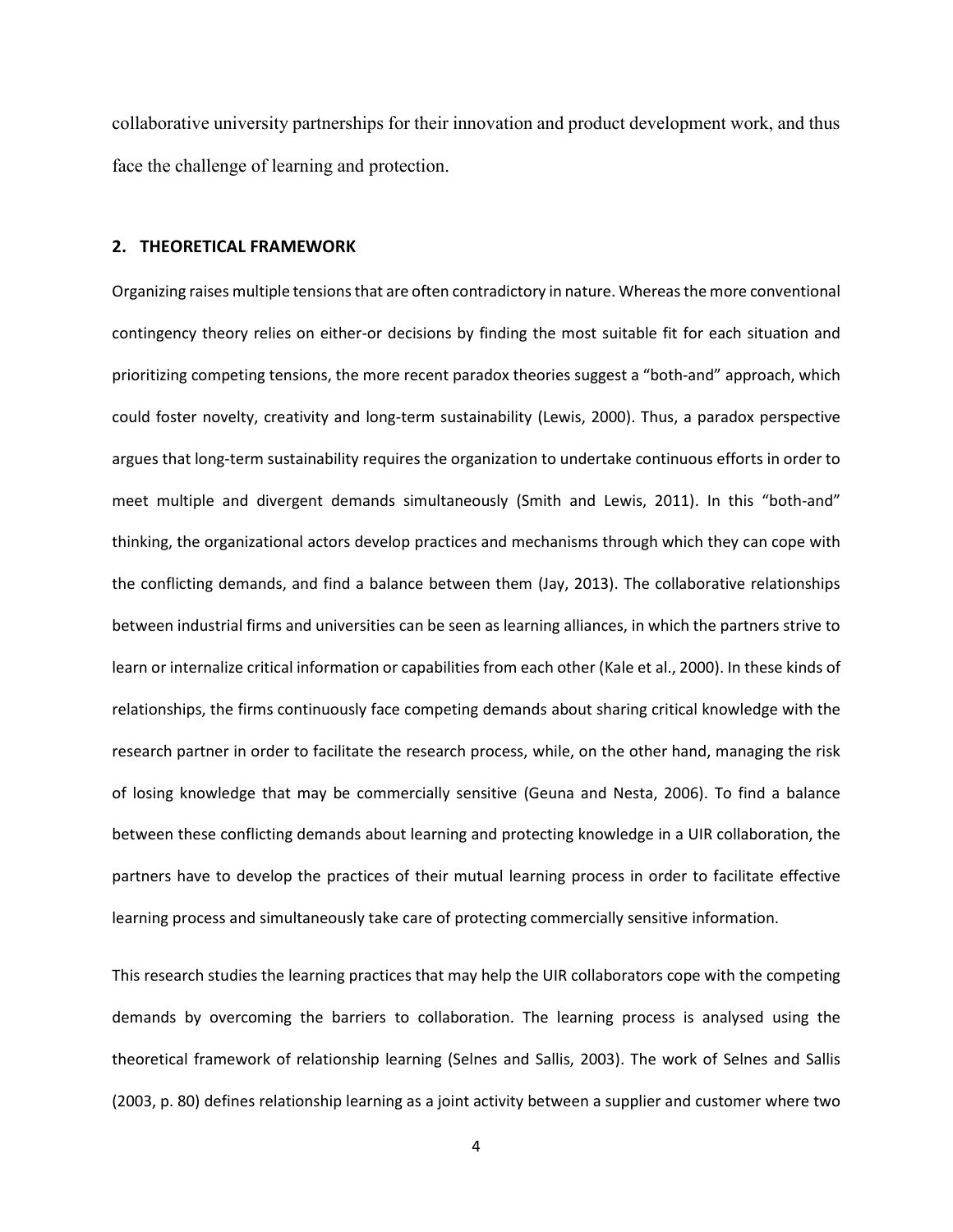collaborative university partnerships for their innovation and product development work, and thus face the challenge of learning and protection.

## 2. THEORETICAL FRAMEWORK

Organizing raises multiple tensions that are often contradictory in nature. Whereas the more conventional contingency theory relies on either-or decisions by finding the most suitable fit for each situation and prioritizing competing tensions, the more recent paradox theories suggest a "both-and" approach, which could foster novelty, creativity and long-term sustainability (Lewis, 2000). Thus, a paradox perspective argues that long-term sustainability requires the organization to undertake continuous efforts in order to meet multiple and divergent demands simultaneously (Smith and Lewis, 2011). In this "both-and" thinking, the organizational actors develop practices and mechanisms through which they can cope with the conflicting demands, and find a balance between them (Jay, 2013). The collaborative relationships between industrial firms and universities can be seen as learning alliances, in which the partners strive to learn or internalize critical information or capabilities from each other (Kale et al., 2000). In these kinds of relationships, the firms continuously face competing demands about sharing critical knowledge with the research partner in order to facilitate the research process, while, on the other hand, managing the risk of losing knowledge that may be commercially sensitive (Geuna and Nesta, 2006). To find a balance between these conflicting demands about learning and protecting knowledge in a UIR collaboration, the partners have to develop the practices of their mutual learning process in order to facilitate effective learning process and simultaneously take care of protecting commercially sensitive information.

This research studies the learning practices that may help the UIR collaborators cope with the competing demands by overcoming the barriers to collaboration. The learning process is analysed using the theoretical framework of relationship learning (Selnes and Sallis, 2003). The work of Selnes and Sallis (2003, p. 80) defines relationship learning as a joint activity between a supplier and customer where two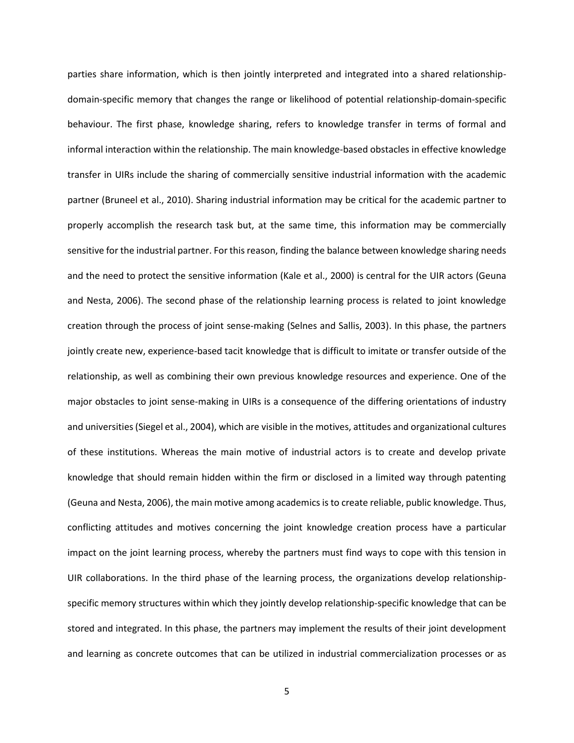parties share information, which is then jointly interpreted and integrated into a shared relationship-domain-specific memory that changes the range or likelihood of potential relationship-domain-specific behaviour. The first phase, knowledge sharing, refers to knowledge transfer in terms of formal and informal interaction within the relationship. The main knowledge-based obstacles in effective knowledge transfer in UIRs include the sharing of commercially sensitive industrial information with the academic partner (Bruneel et al., 2010). Sharing industrial information may be critical for the academic partner to properly accomplish the research task but, at the same time, this information may be commercially sensitive for the industrial partner. For this reason, finding the balance between knowledge sharing needs and the need to protect the sensitive information (Kale et al., 2000) is central for the UIR actors (Geuna and Nesta, 2006). The second phase of the relationship learning process is related to joint knowledge creation through the process of joint sense-making (Selnes and Sallis, 2003). In this phase, the partners jointly create new, experience-based tacit knowledge that is difficult to imitate or transfer outside of the relationship, as well as combining their own previous knowledge resources and experience. One of the major obstacles to joint sense-making in UIRs is a consequence of the differing orientations of industry and universities (Siegel et al., 2004), which are visible in the motives, attitudes and organizational cultures of these institutions. Whereas the main motive of industrial actors is to create and develop private knowledge that should remain hidden within the firm or disclosed in a limited way through patenting (Geuna and Nesta, 2006), the main motive among academics is to create reliable, public knowledge. Thus, conflicting attitudes and motives concerning the joint knowledge creation process have a particular impact on the joint learning process, whereby the partners must find ways to cope with this tension in UIR collaborations. In the third phase of the learning process, the organizations develop relationship-specific memory structures within which they jointly develop relationship-specific knowledge that can be stored and integrated. In this phase, the partners may implement the results of their joint development and learning as concrete outcomes that can be utilized in industrial commercialization processes or as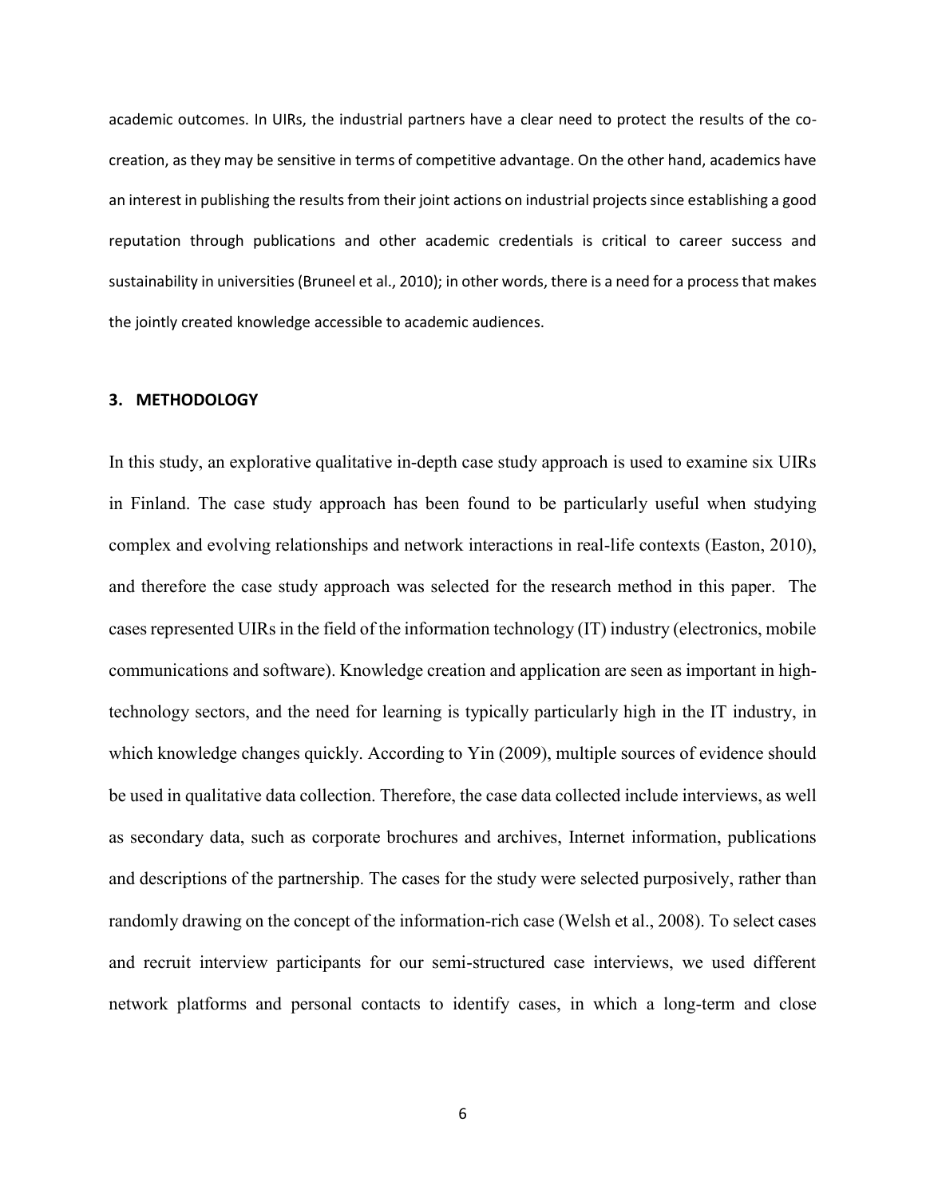academic outcomes. In UIRs, the industrial partners have a clear need to protect the results of the co-creation, as they may be sensitive in terms of competitive advantage. On the other hand, academics have an interest in publishing the results from their joint actions on industrial projects since establishing a good reputation through publications and other academic credentials is critical to career success and sustainability in universities (Bruneel et al., 2010); in other words, there is a need for a process that makes the jointly created knowledge accessible to academic audiences.

## 3. METHODOLOGY

In this study, an explorative qualitative in-depth case study approach is used to examine six UIRs in Finland. The case study approach has been found to be particularly useful when studying complex and evolving relationships and network interactions in real-life contexts (Easton, 2010), and therefore the case study approach was selected for the research method in this paper. The cases represented UIRs in the field of the information technology (IT) industry (electronics, mobile communications and software). Knowledge creation and application are seen as important in high-technology sectors, and the need for learning is typically particularly high in the IT industry, in which knowledge changes quickly. According to Yin (2009), multiple sources of evidence should be used in qualitative data collection. Therefore, the case data collected include interviews, as well as secondary data, such as corporate brochures and archives, Internet information, publications and descriptions of the partnership. The cases for the study were selected purposively, rather than randomly drawing on the concept of the information-rich case (Welsh et al., 2008). To select cases and recruit interview participants for our semi-structured case interviews, we used different network platforms and personal contacts to identify cases, in which a long-term and close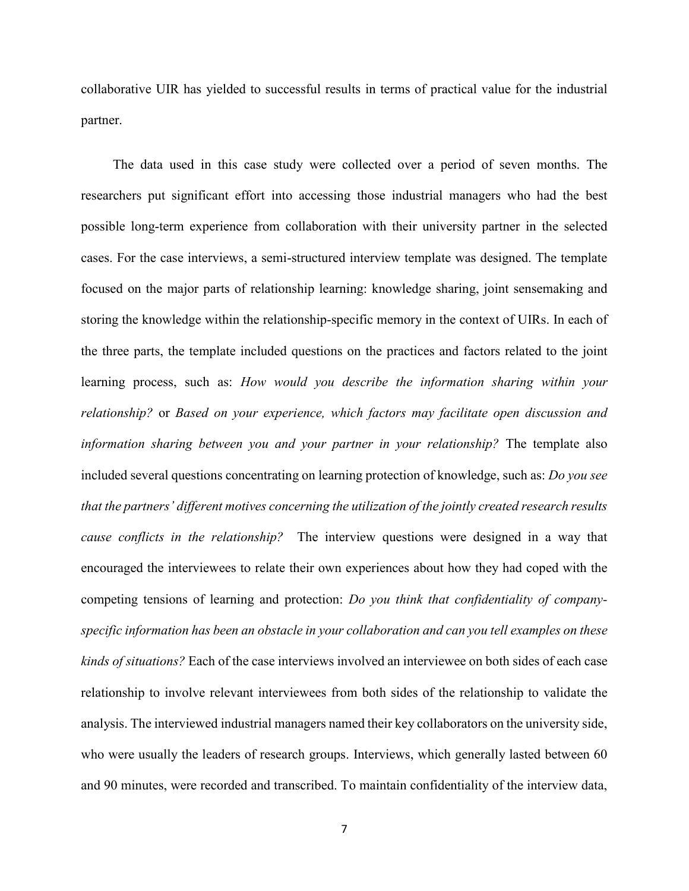collaborative UIR has yielded to successful results in terms of practical value for the industrial partner.

The data used in this case study were collected over a period of seven months. The researchers put significant effort into accessing those industrial managers who had the best possible long-term experience from collaboration with their university partner in the selected cases. For the case interviews, a semi-structured interview template was designed. The template focused on the major parts of relationship learning: knowledge sharing, joint sensemaking and storing the knowledge within the relationship-specific memory in the context of UIRs. In each of the three parts, the template included questions on the practices and factors related to the joint learning process, such as: *How would you describe the information sharing within your relationship?* or *Based on your experience, which factors may facilitate open discussion and information sharing between you and your partner in your relationship?* The template also included several questions concentrating on learning protection of knowledge, such as: *Do you see that the partners' different motives concerning the utilization of the jointly created research results cause conflicts in the relationship?* The interview questions were designed in a way that encouraged the interviewees to relate their own experiences about how they had coped with the competing tensions of learning and protection: *Do you think that confidentiality of company-specific information has been an obstacle in your collaboration and can you tell examples on these kinds of situations?* Each of the case interviews involved an interviewee on both sides of each case relationship to involve relevant interviewees from both sides of the relationship to validate the analysis. The interviewed industrial managers named their key collaborators on the university side, who were usually the leaders of research groups. Interviews, which generally lasted between 60 and 90 minutes, were recorded and transcribed. To maintain confidentiality of the interview data,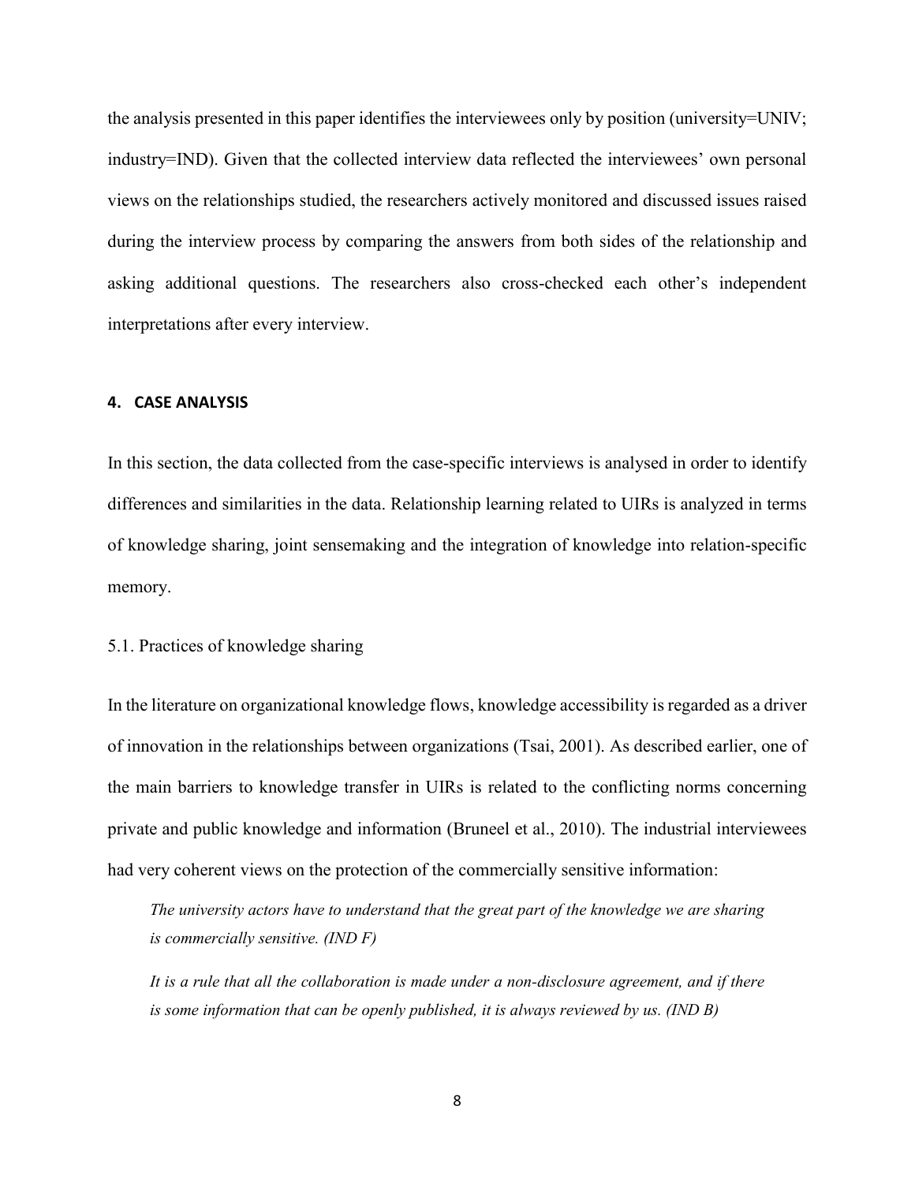the analysis presented in this paper identifies the interviewees only by position (university=UNIV; industry=IND). Given that the collected interview data reflected the interviewees' own personal views on the relationships studied, the researchers actively monitored and discussed issues raised during the interview process by comparing the answers from both sides of the relationship and asking additional questions. The researchers also cross-checked each other's independent interpretations after every interview.

## 4. CASE ANALYSIS

In this section, the data collected from the case-specific interviews is analysed in order to identify differences and similarities in the data. Relationship learning related to UIRs is analyzed in terms of knowledge sharing, joint sensemaking and the integration of knowledge into relation-specific memory.

### 5.1. Practices of knowledge sharing

In the literature on organizational knowledge flows, knowledge accessibility is regarded as a driver of innovation in the relationships between organizations (Tsai, 2001). As described earlier, one of the main barriers to knowledge transfer in UIRs is related to the conflicting norms concerning private and public knowledge and information (Bruneel et al., 2010). The industrial interviewees had very coherent views on the protection of the commercially sensitive information:

> *The university actors have to understand that the great part of the knowledge we are sharing is commercially sensitive. (IND F)*

> *It is a rule that all the collaboration is made under a non-disclosure agreement, and if there is some information that can be openly published, it is always reviewed by us. (IND B)*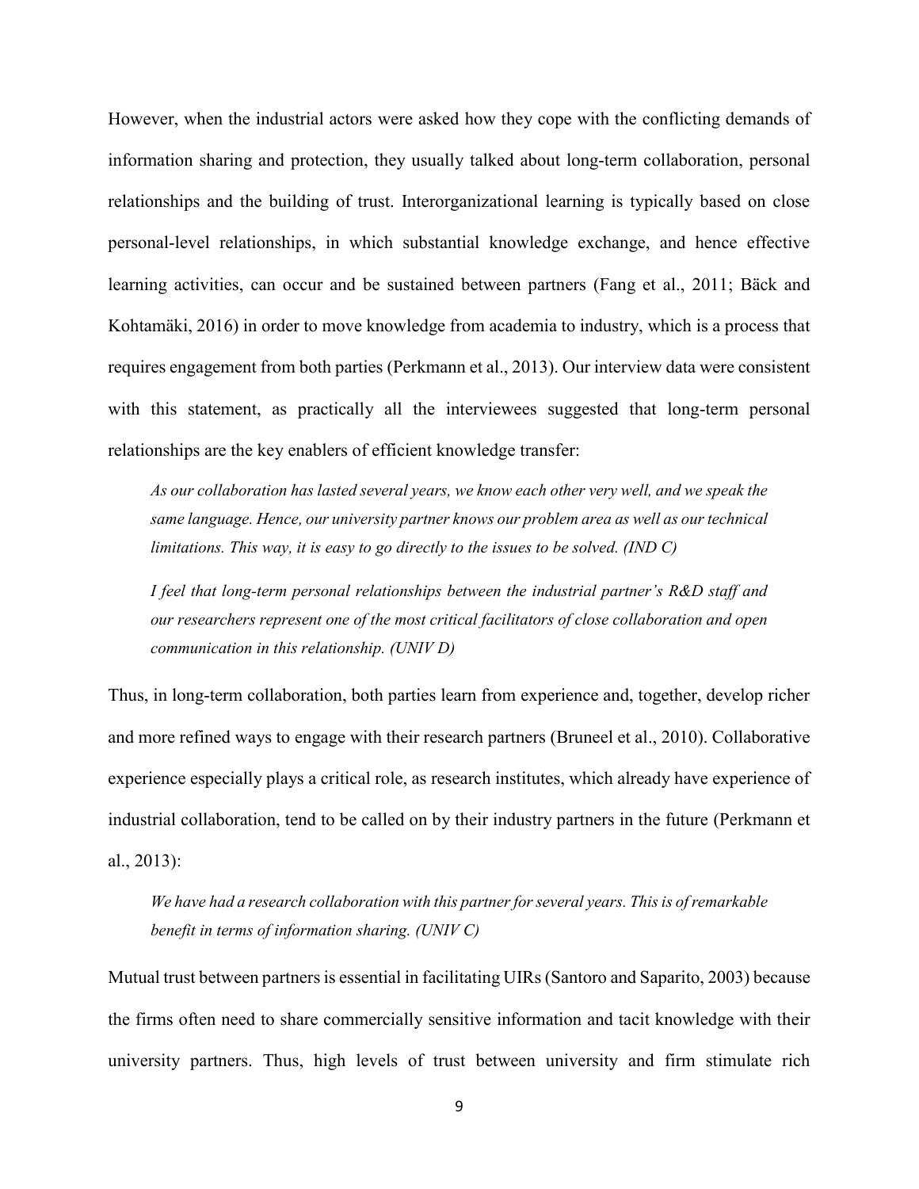However, when the industrial actors were asked how they cope with the conflicting demands of information sharing and protection, they usually talked about long-term collaboration, personal relationships and the building of trust. Interorganizational learning is typically based on close personal-level relationships, in which substantial knowledge exchange, and hence effective learning activities, can occur and be sustained between partners (Fang et al., 2011; Bäck and Kohtamäki, 2016) in order to move knowledge from academia to industry, which is a process that requires engagement from both parties (Perkmann et al., 2013). Our interview data were consistent with this statement, as practically all the interviewees suggested that long-term personal relationships are the key enablers of efficient knowledge transfer:

> *As our collaboration has lasted several years, we know each other very well, and we speak the same language. Hence, our university partner knows our problem area as well as our technical limitations. This way, it is easy to go directly to the issues to be solved. (IND C)*

> *I feel that long-term personal relationships between the industrial partner's R&D staff and our researchers represent one of the most critical facilitators of close collaboration and open communication in this relationship. (UNIV D)*

Thus, in long-term collaboration, both parties learn from experience and, together, develop richer and more refined ways to engage with their research partners (Bruneel et al., 2010). Collaborative experience especially plays a critical role, as research institutes, which already have experience of industrial collaboration, tend to be called on by their industry partners in the future (Perkmann et al., 2013):

> *We have had a research collaboration with this partner for several years. This is of remarkable benefit in terms of information sharing. (UNIV C)*

Mutual trust between partners is essential in facilitating UIRs (Santoro and Saparito, 2003) because the firms often need to share commercially sensitive information and tacit knowledge with their university partners. Thus, high levels of trust between university and firm stimulate rich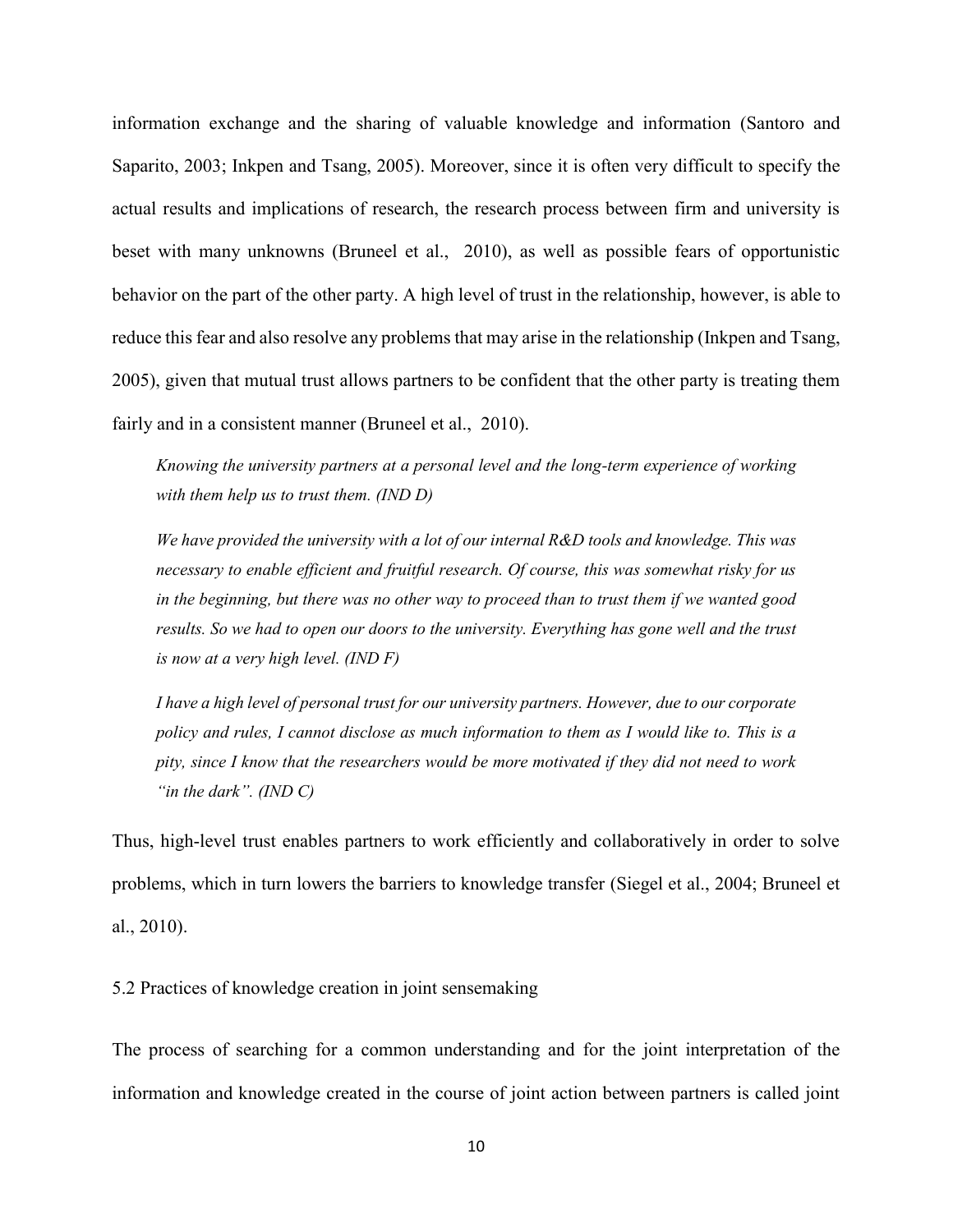information exchange and the sharing of valuable knowledge and information (Santoro and Saparito, 2003; Inkpen and Tsang, 2005). Moreover, since it is often very difficult to specify the actual results and implications of research, the research process between firm and university is beset with many unknowns (Bruneel et al., 2010), as well as possible fears of opportunistic behavior on the part of the other party. A high level of trust in the relationship, however, is able to reduce this fear and also resolve any problems that may arise in the relationship (Inkpen and Tsang, 2005), given that mutual trust allows partners to be confident that the other party is treating them fairly and in a consistent manner (Bruneel et al., 2010).

> *Knowing the university partners at a personal level and the long-term experience of working with them help us to trust them. (IND D)*
>
> *We have provided the university with a lot of our internal R&D tools and knowledge. This was necessary to enable efficient and fruitful research. Of course, this was somewhat risky for us in the beginning, but there was no other way to proceed than to trust them if we wanted good results. So we had to open our doors to the university. Everything has gone well and the trust is now at a very high level. (IND F)*
>
> *I have a high level of personal trust for our university partners. However, due to our corporate policy and rules, I cannot disclose as much information to them as I would like to. This is a pity, since I know that the researchers would be more motivated if they did not need to work "in the dark". (IND C)*

Thus, high-level trust enables partners to work efficiently and collaboratively in order to solve problems, which in turn lowers the barriers to knowledge transfer (Siegel et al., 2004; Bruneel et al., 2010).

## 5.2 Practices of knowledge creation in joint sensemaking

The process of searching for a common understanding and for the joint interpretation of the information and knowledge created in the course of joint action between partners is called joint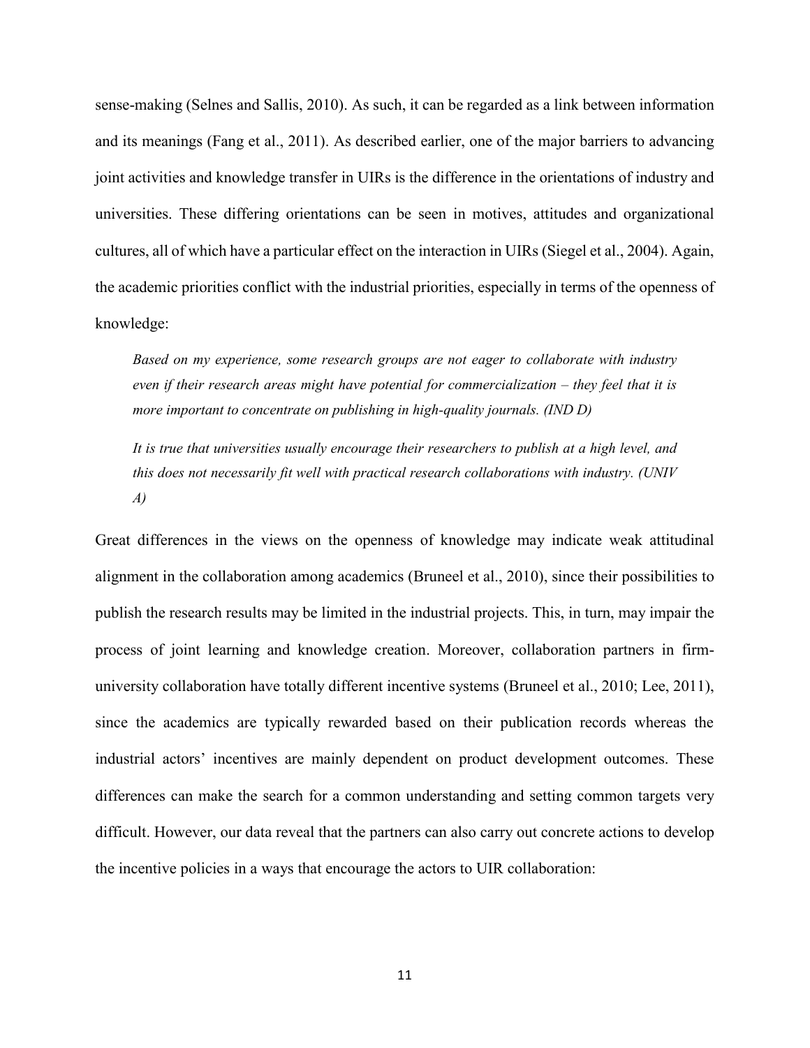sense-making (Selnes and Sallis, 2010). As such, it can be regarded as a link between information and its meanings (Fang et al., 2011). As described earlier, one of the major barriers to advancing joint activities and knowledge transfer in UIRs is the difference in the orientations of industry and universities. These differing orientations can be seen in motives, attitudes and organizational cultures, all of which have a particular effect on the interaction in UIRs (Siegel et al., 2004). Again, the academic priorities conflict with the industrial priorities, especially in terms of the openness of knowledge:

> *Based on my experience, some research groups are not eager to collaborate with industry even if their research areas might have potential for commercialization – they feel that it is more important to concentrate on publishing in high-quality journals. (IND D)*

> *It is true that universities usually encourage their researchers to publish at a high level, and this does not necessarily fit well with practical research collaborations with industry. (UNIV A)*

Great differences in the views on the openness of knowledge may indicate weak attitudinal alignment in the collaboration among academics (Bruneel et al., 2010), since their possibilities to publish the research results may be limited in the industrial projects. This, in turn, may impair the process of joint learning and knowledge creation. Moreover, collaboration partners in firm-university collaboration have totally different incentive systems (Bruneel et al., 2010; Lee, 2011), since the academics are typically rewarded based on their publication records whereas the industrial actors' incentives are mainly dependent on product development outcomes. These differences can make the search for a common understanding and setting common targets very difficult. However, our data reveal that the partners can also carry out concrete actions to develop the incentive policies in a ways that encourage the actors to UIR collaboration: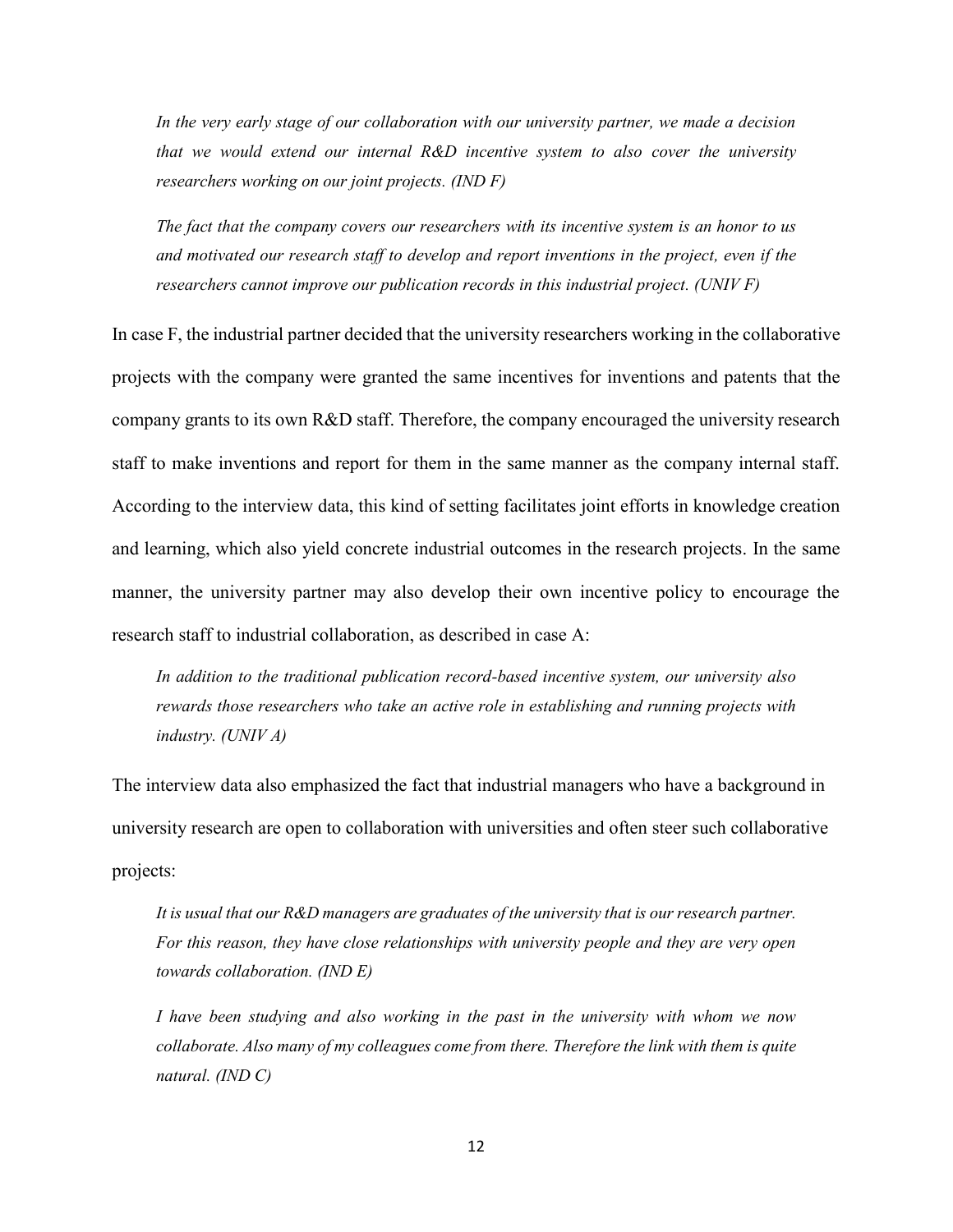*In the very early stage of our collaboration with our university partner, we made a decision that we would extend our internal R&D incentive system to also cover the university researchers working on our joint projects. (IND F)*

*The fact that the company covers our researchers with its incentive system is an honor to us and motivated our research staff to develop and report inventions in the project, even if the researchers cannot improve our publication records in this industrial project. (UNIV F)*

In case F, the industrial partner decided that the university researchers working in the collaborative projects with the company were granted the same incentives for inventions and patents that the company grants to its own R&D staff. Therefore, the company encouraged the university research staff to make inventions and report for them in the same manner as the company internal staff. According to the interview data, this kind of setting facilitates joint efforts in knowledge creation and learning, which also yield concrete industrial outcomes in the research projects. In the same manner, the university partner may also develop their own incentive policy to encourage the research staff to industrial collaboration, as described in case A:

*In addition to the traditional publication record-based incentive system, our university also rewards those researchers who take an active role in establishing and running projects with industry. (UNIV A)*

The interview data also emphasized the fact that industrial managers who have a background in university research are open to collaboration with universities and often steer such collaborative projects:

*It is usual that our R&D managers are graduates of the university that is our research partner. For this reason, they have close relationships with university people and they are very open towards collaboration. (IND E)*

*I have been studying and also working in the past in the university with whom we now collaborate. Also many of my colleagues come from there. Therefore the link with them is quite natural. (IND C)*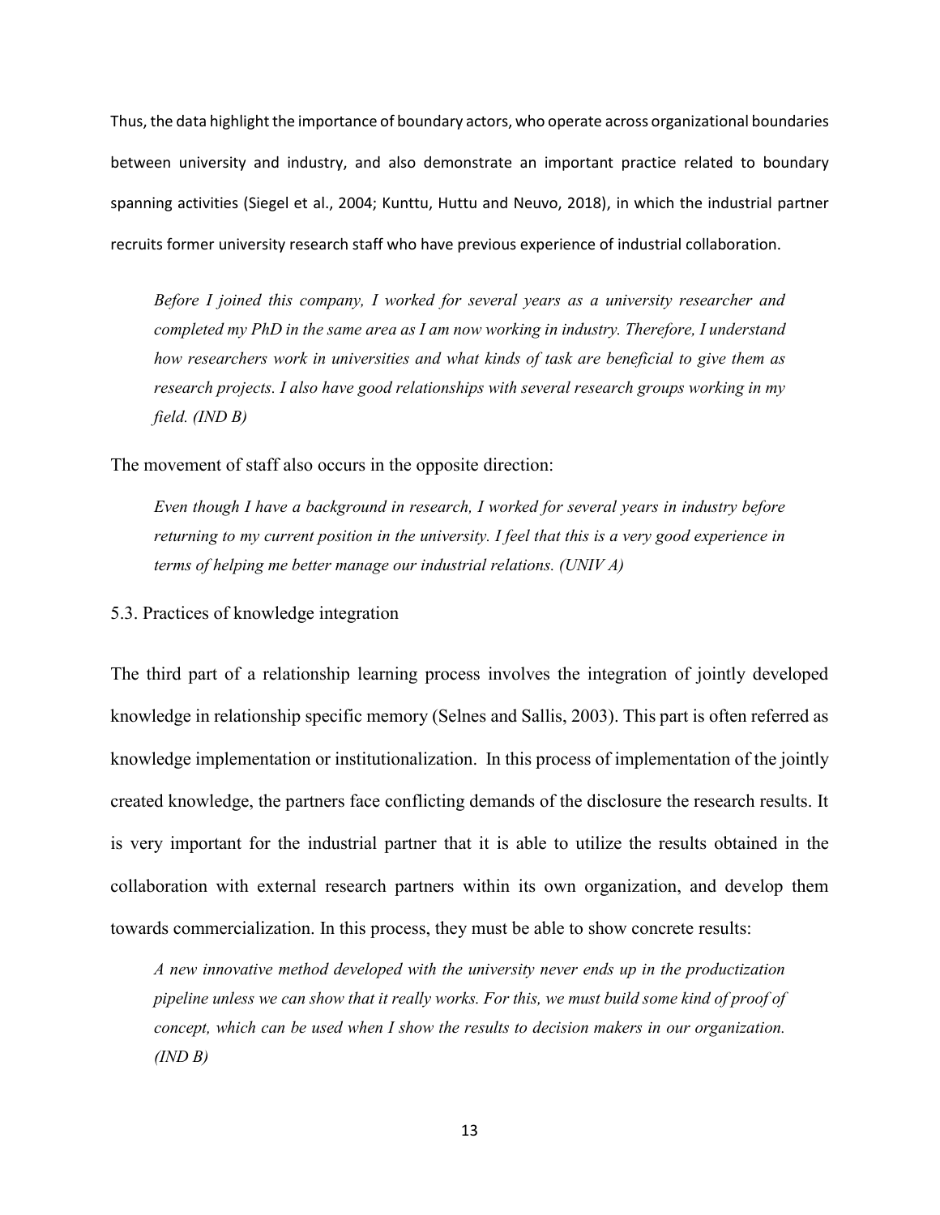Thus, the data highlight the importance of boundary actors, who operate across organizational boundaries between university and industry, and also demonstrate an important practice related to boundary spanning activities (Siegel et al., 2004; Kunttu, Huttu and Neuvo, 2018), in which the industrial partner recruits former university research staff who have previous experience of industrial collaboration.

> *Before I joined this company, I worked for several years as a university researcher and completed my PhD in the same area as I am now working in industry. Therefore, I understand how researchers work in universities and what kinds of task are beneficial to give them as research projects. I also have good relationships with several research groups working in my field. (IND B)*

The movement of staff also occurs in the opposite direction:

> *Even though I have a background in research, I worked for several years in industry before returning to my current position in the university. I feel that this is a very good experience in terms of helping me better manage our industrial relations. (UNIV A)*

### 5.3. Practices of knowledge integration

The third part of a relationship learning process involves the integration of jointly developed knowledge in relationship specific memory (Selnes and Sallis, 2003). This part is often referred as knowledge implementation or institutionalization. In this process of implementation of the jointly created knowledge, the partners face conflicting demands of the disclosure the research results. It is very important for the industrial partner that it is able to utilize the results obtained in the collaboration with external research partners within its own organization, and develop them towards commercialization. In this process, they must be able to show concrete results:

> *A new innovative method developed with the university never ends up in the productization pipeline unless we can show that it really works. For this, we must build some kind of proof of concept, which can be used when I show the results to decision makers in our organization. (IND B)*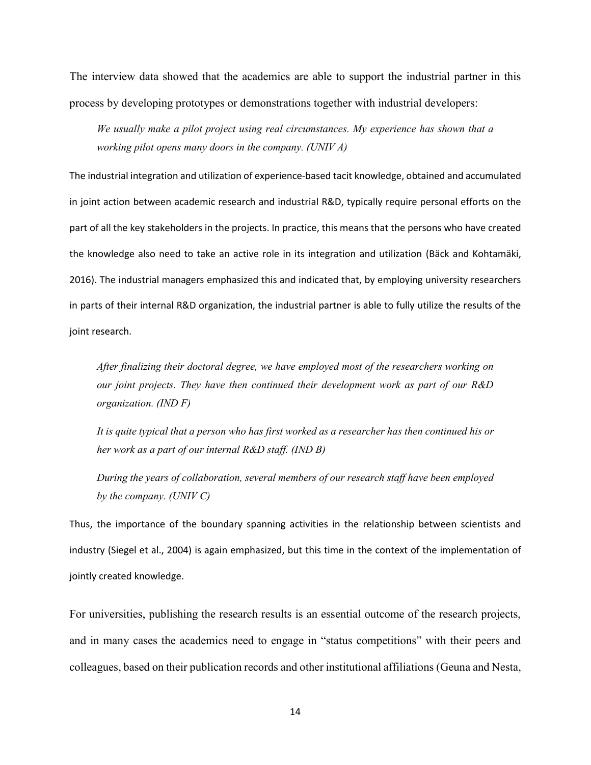The interview data showed that the academics are able to support the industrial partner in this process by developing prototypes or demonstrations together with industrial developers:

> *We usually make a pilot project using real circumstances. My experience has shown that a working pilot opens many doors in the company. (UNIV A)*

The industrial integration and utilization of experience-based tacit knowledge, obtained and accumulated in joint action between academic research and industrial R&D, typically require personal efforts on the part of all the key stakeholders in the projects. In practice, this means that the persons who have created the knowledge also need to take an active role in its integration and utilization (Bäck and Kohtamäki, 2016). The industrial managers emphasized this and indicated that, by employing university researchers in parts of their internal R&D organization, the industrial partner is able to fully utilize the results of the joint research.

> *After finalizing their doctoral degree, we have employed most of the researchers working on our joint projects. They have then continued their development work as part of our R&D organization. (IND F)*

> *It is quite typical that a person who has first worked as a researcher has then continued his or her work as a part of our internal R&D staff. (IND B)*

> *During the years of collaboration, several members of our research staff have been employed by the company. (UNIV C)*

Thus, the importance of the boundary spanning activities in the relationship between scientists and industry (Siegel et al., 2004) is again emphasized, but this time in the context of the implementation of jointly created knowledge.

For universities, publishing the research results is an essential outcome of the research projects, and in many cases the academics need to engage in "status competitions" with their peers and colleagues, based on their publication records and other institutional affiliations (Geuna and Nesta,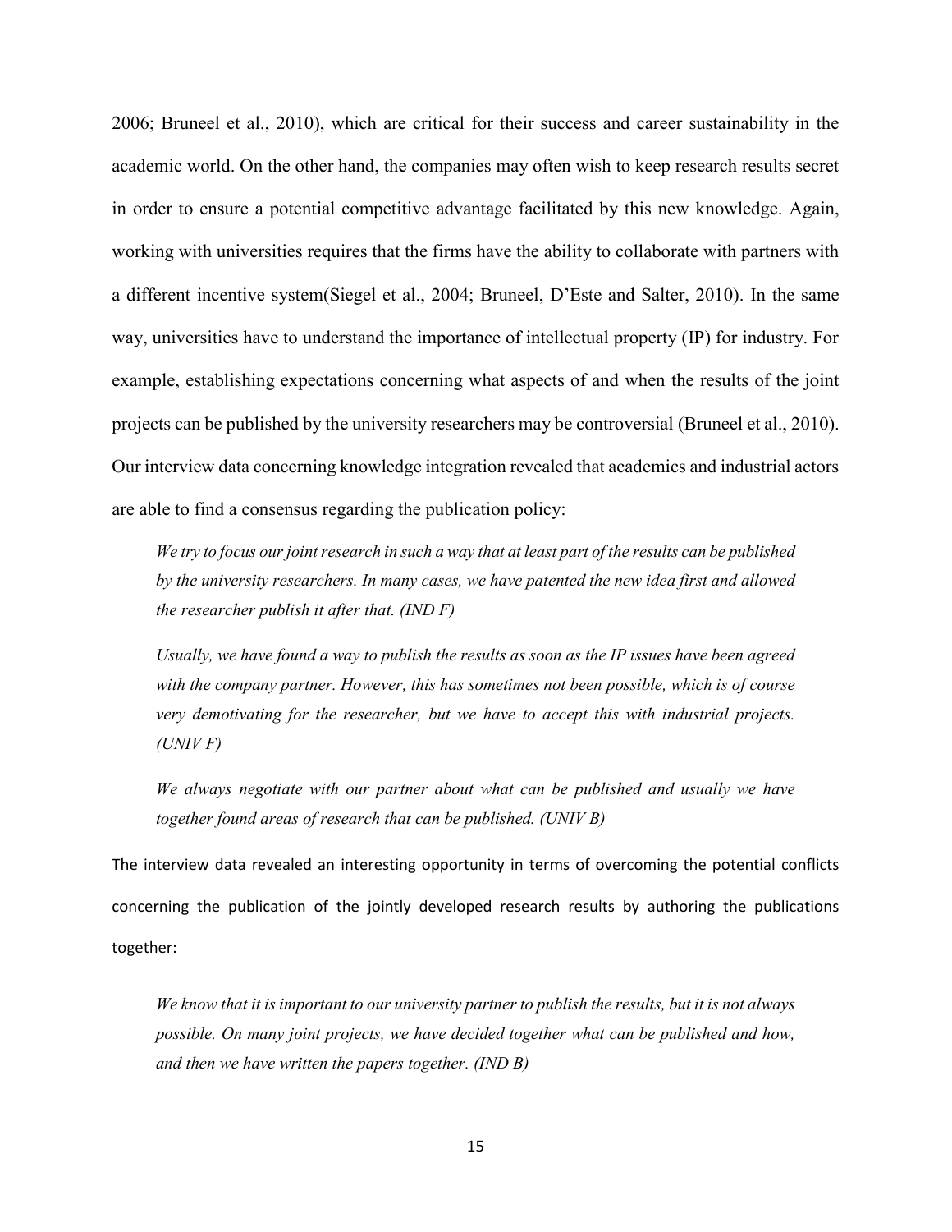2006; Bruneel et al., 2010), which are critical for their success and career sustainability in the academic world. On the other hand, the companies may often wish to keep research results secret in order to ensure a potential competitive advantage facilitated by this new knowledge. Again, working with universities requires that the firms have the ability to collaborate with partners with a different incentive system(Siegel et al., 2004; Bruneel, D'Este and Salter, 2010). In the same way, universities have to understand the importance of intellectual property (IP) for industry. For example, establishing expectations concerning what aspects of and when the results of the joint projects can be published by the university researchers may be controversial (Bruneel et al., 2010). Our interview data concerning knowledge integration revealed that academics and industrial actors are able to find a consensus regarding the publication policy:

> *We try to focus our joint research in such a way that at least part of the results can be published by the university researchers. In many cases, we have patented the new idea first and allowed the researcher publish it after that. (IND F)*

> *Usually, we have found a way to publish the results as soon as the IP issues have been agreed with the company partner. However, this has sometimes not been possible, which is of course very demotivating for the researcher, but we have to accept this with industrial projects. (UNIV F)*

> *We always negotiate with our partner about what can be published and usually we have together found areas of research that can be published. (UNIV B)*

The interview data revealed an interesting opportunity in terms of overcoming the potential conflicts concerning the publication of the jointly developed research results by authoring the publications together:

> *We know that it is important to our university partner to publish the results, but it is not always possible. On many joint projects, we have decided together what can be published and how, and then we have written the papers together. (IND B)*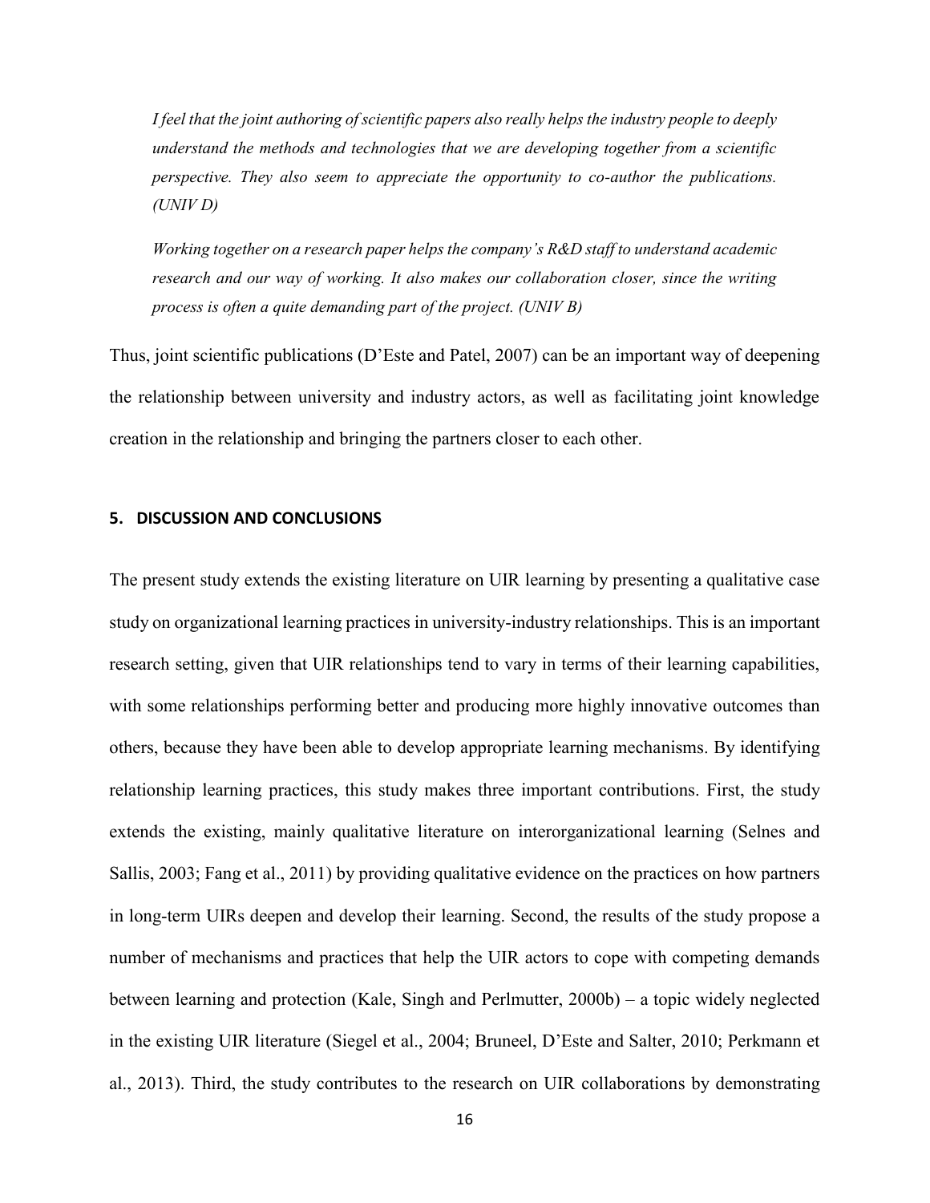*I feel that the joint authoring of scientific papers also really helps the industry people to deeply understand the methods and technologies that we are developing together from a scientific perspective. They also seem to appreciate the opportunity to co-author the publications. (UNIV D)*

*Working together on a research paper helps the company's R&D staff to understand academic research and our way of working. It also makes our collaboration closer, since the writing process is often a quite demanding part of the project. (UNIV B)*

Thus, joint scientific publications (D'Este and Patel, 2007) can be an important way of deepening the relationship between university and industry actors, as well as facilitating joint knowledge creation in the relationship and bringing the partners closer to each other.

## 5. DISCUSSION AND CONCLUSIONS

The present study extends the existing literature on UIR learning by presenting a qualitative case study on organizational learning practices in university-industry relationships. This is an important research setting, given that UIR relationships tend to vary in terms of their learning capabilities, with some relationships performing better and producing more highly innovative outcomes than others, because they have been able to develop appropriate learning mechanisms. By identifying relationship learning practices, this study makes three important contributions. First, the study extends the existing, mainly qualitative literature on interorganizational learning (Selnes and Sallis, 2003; Fang et al., 2011) by providing qualitative evidence on the practices on how partners in long-term UIRs deepen and develop their learning. Second, the results of the study propose a number of mechanisms and practices that help the UIR actors to cope with competing demands between learning and protection (Kale, Singh and Perlmutter, 2000b) – a topic widely neglected in the existing UIR literature (Siegel et al., 2004; Bruneel, D'Este and Salter, 2010; Perkmann et al., 2013). Third, the study contributes to the research on UIR collaborations by demonstrating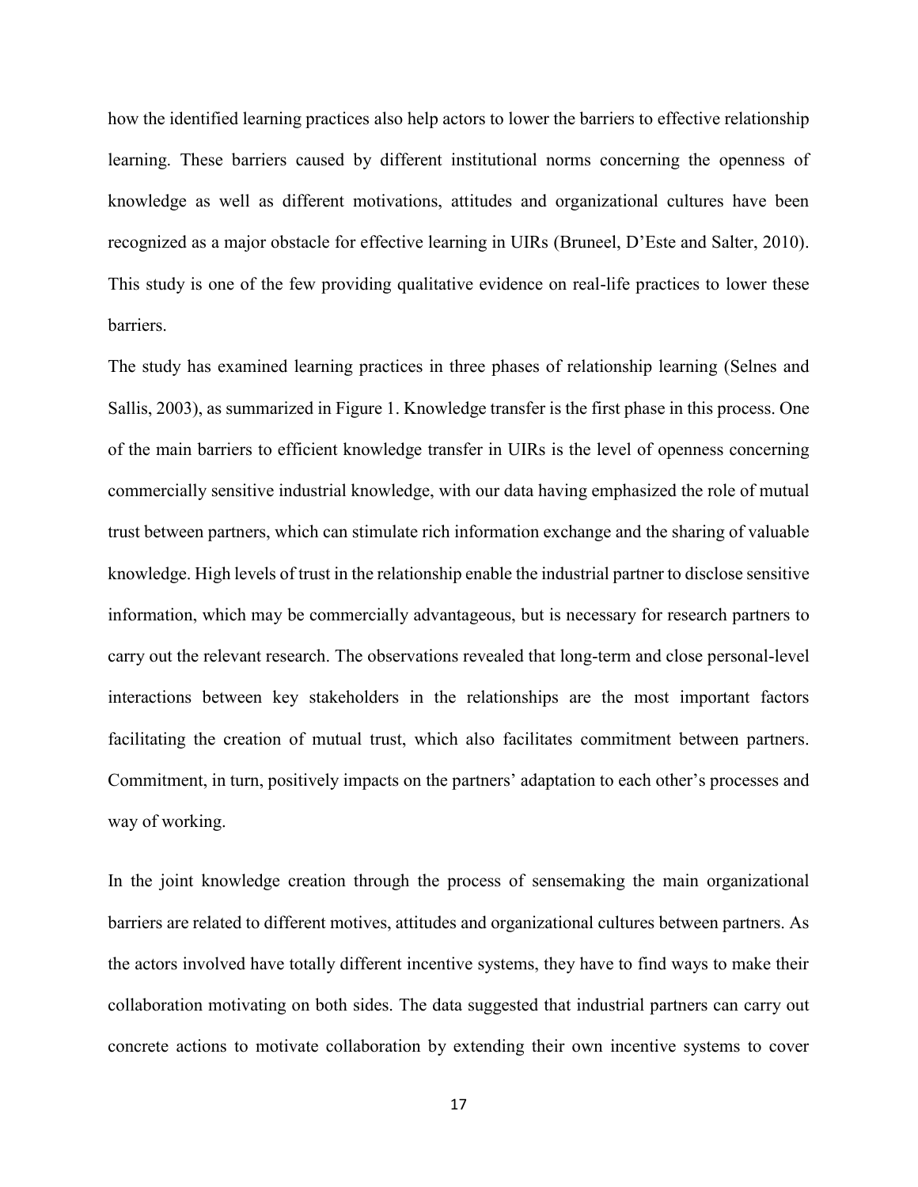how the identified learning practices also help actors to lower the barriers to effective relationship learning. These barriers caused by different institutional norms concerning the openness of knowledge as well as different motivations, attitudes and organizational cultures have been recognized as a major obstacle for effective learning in UIRs (Bruneel, D'Este and Salter, 2010). This study is one of the few providing qualitative evidence on real-life practices to lower these barriers.

The study has examined learning practices in three phases of relationship learning (Selnes and Sallis, 2003), as summarized in Figure 1. Knowledge transfer is the first phase in this process. One of the main barriers to efficient knowledge transfer in UIRs is the level of openness concerning commercially sensitive industrial knowledge, with our data having emphasized the role of mutual trust between partners, which can stimulate rich information exchange and the sharing of valuable knowledge. High levels of trust in the relationship enable the industrial partner to disclose sensitive information, which may be commercially advantageous, but is necessary for research partners to carry out the relevant research. The observations revealed that long-term and close personal-level interactions between key stakeholders in the relationships are the most important factors facilitating the creation of mutual trust, which also facilitates commitment between partners. Commitment, in turn, positively impacts on the partners' adaptation to each other's processes and way of working.

In the joint knowledge creation through the process of sensemaking the main organizational barriers are related to different motives, attitudes and organizational cultures between partners. As the actors involved have totally different incentive systems, they have to find ways to make their collaboration motivating on both sides. The data suggested that industrial partners can carry out concrete actions to motivate collaboration by extending their own incentive systems to cover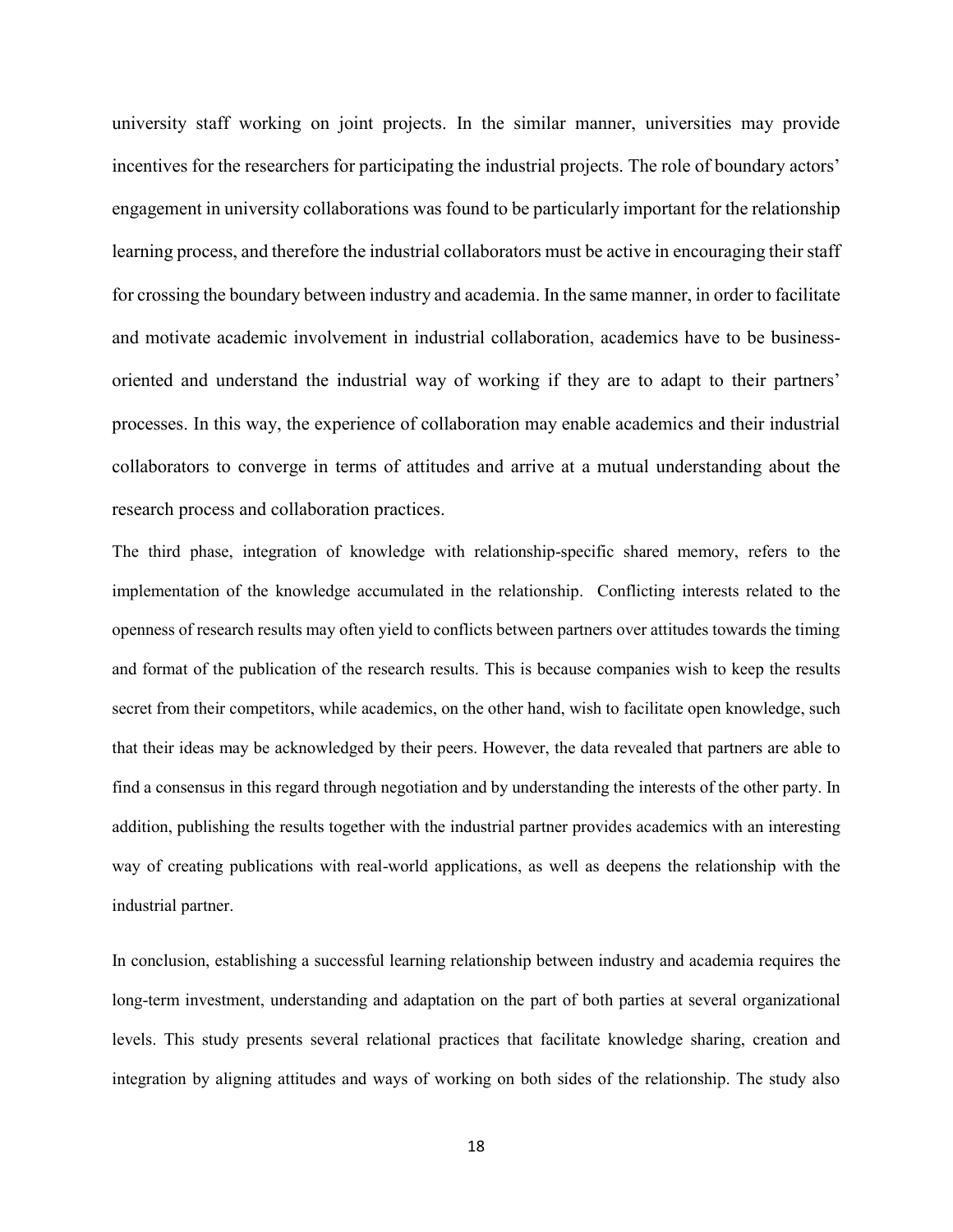university staff working on joint projects. In the similar manner, universities may provide incentives for the researchers for participating the industrial projects. The role of boundary actors' engagement in university collaborations was found to be particularly important for the relationship learning process, and therefore the industrial collaborators must be active in encouraging their staff for crossing the boundary between industry and academia. In the same manner, in order to facilitate and motivate academic involvement in industrial collaboration, academics have to be business-oriented and understand the industrial way of working if they are to adapt to their partners' processes. In this way, the experience of collaboration may enable academics and their industrial collaborators to converge in terms of attitudes and arrive at a mutual understanding about the research process and collaboration practices.

The third phase, integration of knowledge with relationship-specific shared memory, refers to the implementation of the knowledge accumulated in the relationship. Conflicting interests related to the openness of research results may often yield to conflicts between partners over attitudes towards the timing and format of the publication of the research results. This is because companies wish to keep the results secret from their competitors, while academics, on the other hand, wish to facilitate open knowledge, such that their ideas may be acknowledged by their peers. However, the data revealed that partners are able to find a consensus in this regard through negotiation and by understanding the interests of the other party. In addition, publishing the results together with the industrial partner provides academics with an interesting way of creating publications with real-world applications, as well as deepens the relationship with the industrial partner.

In conclusion, establishing a successful learning relationship between industry and academia requires the long-term investment, understanding and adaptation on the part of both parties at several organizational levels. This study presents several relational practices that facilitate knowledge sharing, creation and integration by aligning attitudes and ways of working on both sides of the relationship. The study also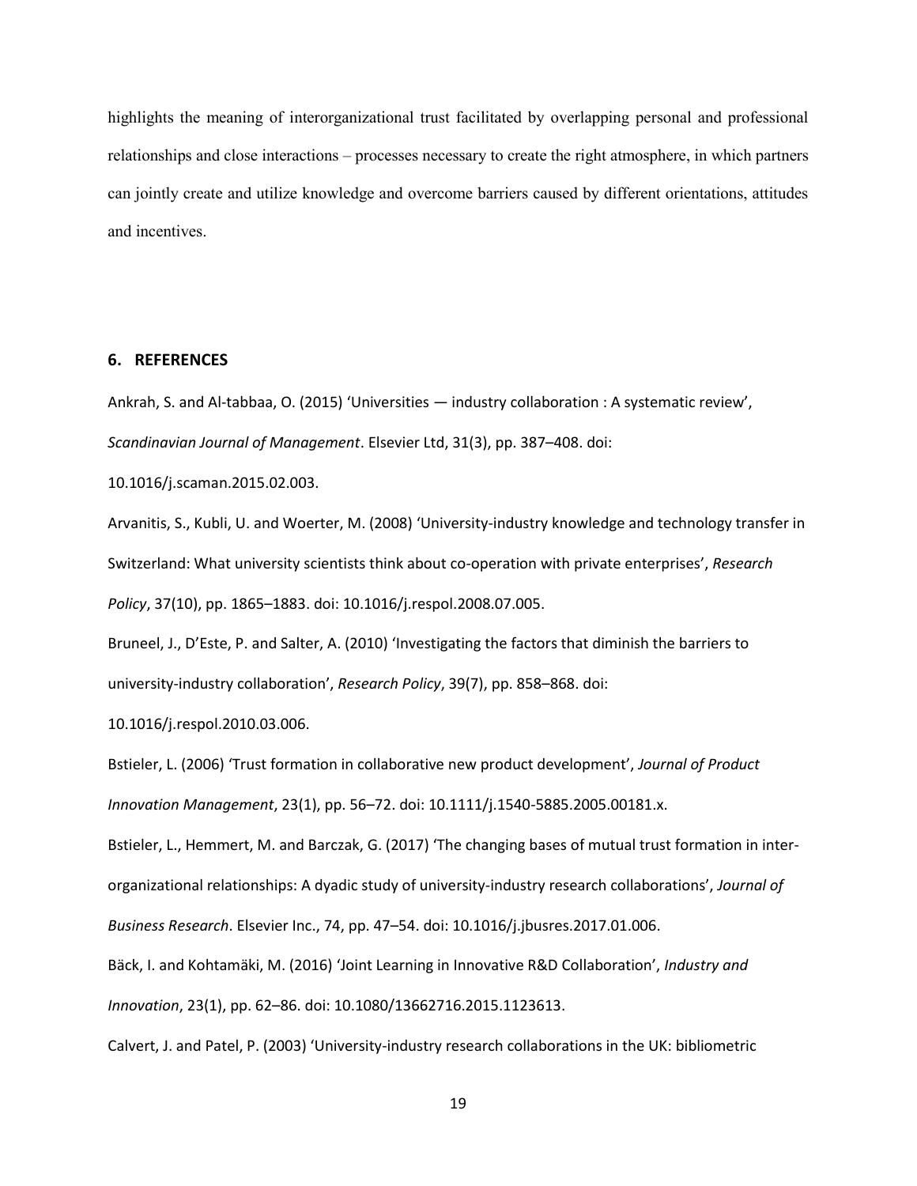highlights the meaning of interorganizational trust facilitated by overlapping personal and professional relationships and close interactions – processes necessary to create the right atmosphere, in which partners can jointly create and utilize knowledge and overcome barriers caused by different orientations, attitudes and incentives.

## 6. REFERENCES

Ankrah, S. and Al-tabbaa, O. (2015) 'Universities — industry collaboration : A systematic review', *Scandinavian Journal of Management*. Elsevier Ltd, 31(3), pp. 387–408. doi: 10.1016/j.scaman.2015.02.003.

Arvanitis, S., Kubli, U. and Woerter, M. (2008) 'University-industry knowledge and technology transfer in Switzerland: What university scientists think about co-operation with private enterprises', *Research Policy*, 37(10), pp. 1865–1883. doi: 10.1016/j.respol.2008.07.005.

Bruneel, J., D'Este, P. and Salter, A. (2010) 'Investigating the factors that diminish the barriers to university-industry collaboration', *Research Policy*, 39(7), pp. 858–868. doi: 10.1016/j.respol.2010.03.006.

Bstieler, L. (2006) 'Trust formation in collaborative new product development', *Journal of Product Innovation Management*, 23(1), pp. 56–72. doi: 10.1111/j.1540-5885.2005.00181.x.

Bstieler, L., Hemmert, M. and Barczak, G. (2017) 'The changing bases of mutual trust formation in inter-organizational relationships: A dyadic study of university-industry research collaborations', *Journal of Business Research*. Elsevier Inc., 74, pp. 47–54. doi: 10.1016/j.jbusres.2017.01.006.

Bäck, I. and Kohtamäki, M. (2016) 'Joint Learning in Innovative R&D Collaboration', *Industry and Innovation*, 23(1), pp. 62–86. doi: 10.1080/13662716.2015.1123613.

Calvert, J. and Patel, P. (2003) 'University-industry research collaborations in the UK: bibliometric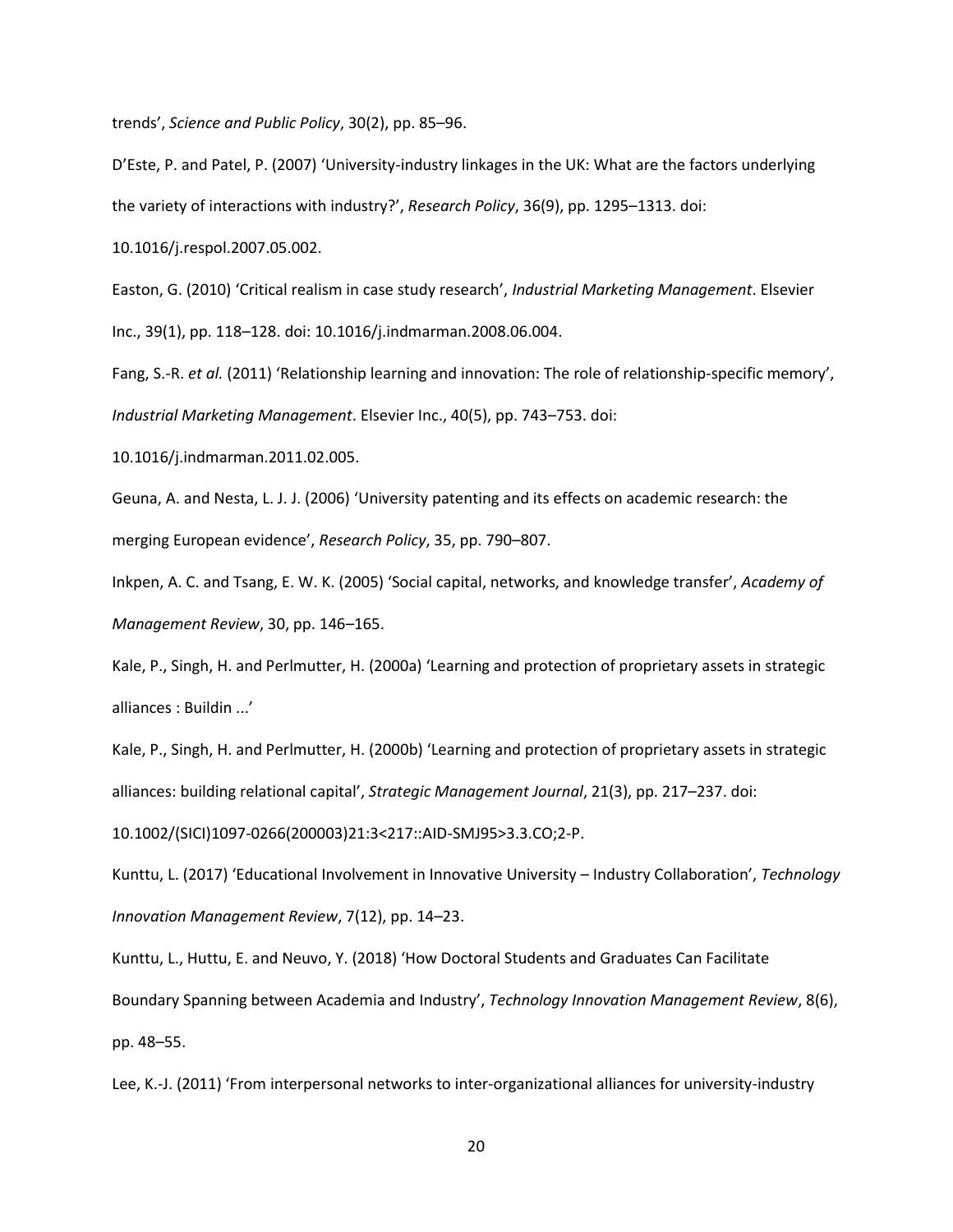trends', *Science and Public Policy*, 30(2), pp. 85–96.

D'Este, P. and Patel, P. (2007) 'University-industry linkages in the UK: What are the factors underlying the variety of interactions with industry?', *Research Policy*, 36(9), pp. 1295–1313. doi: 10.1016/j.respol.2007.05.002.

Easton, G. (2010) 'Critical realism in case study research', *Industrial Marketing Management*. Elsevier Inc., 39(1), pp. 118–128. doi: 10.1016/j.indmarman.2008.06.004.

Fang, S.-R. *et al.* (2011) 'Relationship learning and innovation: The role of relationship-specific memory', *Industrial Marketing Management*. Elsevier Inc., 40(5), pp. 743–753. doi: 10.1016/j.indmarman.2011.02.005.

Geuna, A. and Nesta, L. J. J. (2006) 'University patenting and its effects on academic research: the merging European evidence', *Research Policy*, 35, pp. 790–807.

Inkpen, A. C. and Tsang, E. W. K. (2005) 'Social capital, networks, and knowledge transfer', *Academy of Management Review*, 30, pp. 146–165.

Kale, P., Singh, H. and Perlmutter, H. (2000a) 'Learning and protection of proprietary assets in strategic alliances : Buildin ...'

Kale, P., Singh, H. and Perlmutter, H. (2000b) 'Learning and protection of proprietary assets in strategic alliances: building relational capital', *Strategic Management Journal*, 21(3), pp. 217–237. doi: 10.1002/(SICI)1097-0266(200003)21:3<217::AID-SMJ95>3.3.CO;2-P.

Kunttu, L. (2017) 'Educational Involvement in Innovative University – Industry Collaboration', *Technology Innovation Management Review*, 7(12), pp. 14–23.

Kunttu, L., Huttu, E. and Neuvo, Y. (2018) 'How Doctoral Students and Graduates Can Facilitate Boundary Spanning between Academia and Industry', *Technology Innovation Management Review*, 8(6), pp. 48–55.

Lee, K.-J. (2011) 'From interpersonal networks to inter-organizational alliances for university-industry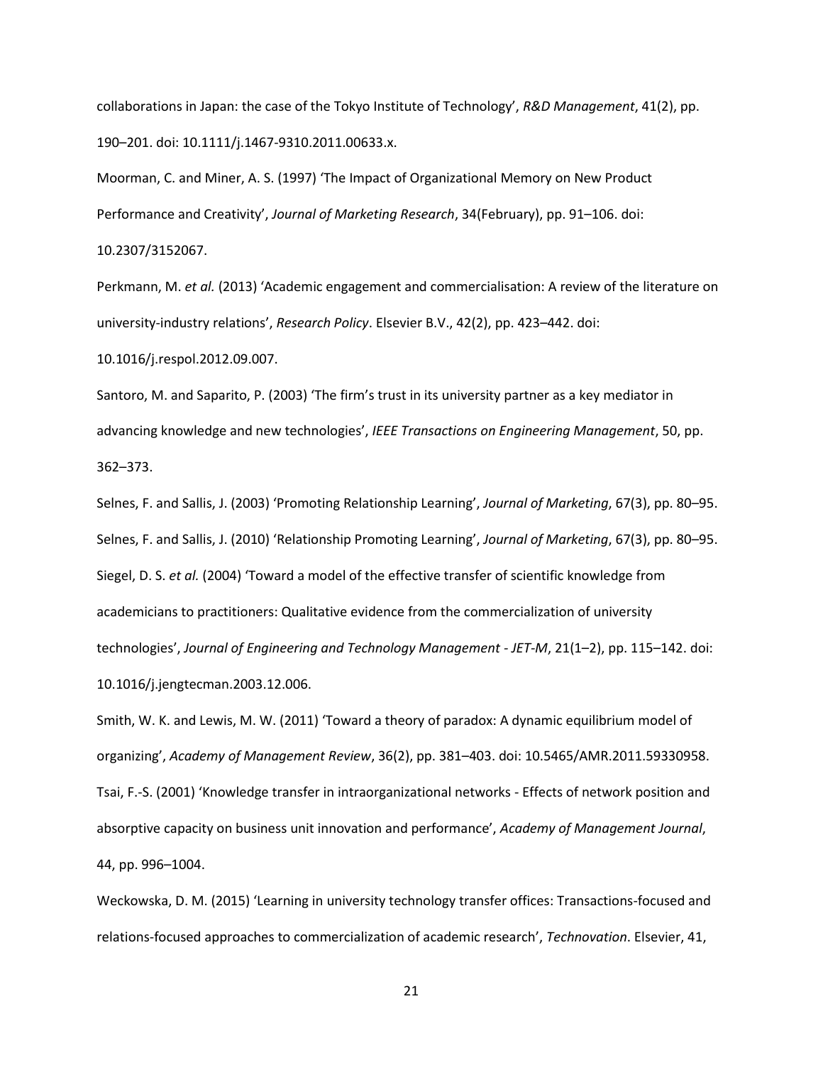collaborations in Japan: the case of the Tokyo Institute of Technology', *R&D Management*, 41(2), pp. 190–201. doi: 10.1111/j.1467-9310.2011.00633.x.

Moorman, C. and Miner, A. S. (1997) 'The Impact of Organizational Memory on New Product Performance and Creativity', *Journal of Marketing Research*, 34(February), pp. 91–106. doi: 10.2307/3152067.

Perkmann, M. *et al.* (2013) 'Academic engagement and commercialisation: A review of the literature on university-industry relations', *Research Policy*. Elsevier B.V., 42(2), pp. 423–442. doi: 10.1016/j.respol.2012.09.007.

Santoro, M. and Saparito, P. (2003) 'The firm's trust in its university partner as a key mediator in advancing knowledge and new technologies', *IEEE Transactions on Engineering Management*, 50, pp. 362–373.

Selnes, F. and Sallis, J. (2003) 'Promoting Relationship Learning', *Journal of Marketing*, 67(3), pp. 80–95.

Selnes, F. and Sallis, J. (2010) 'Relationship Promoting Learning', *Journal of Marketing*, 67(3), pp. 80–95.

Siegel, D. S. *et al.* (2004) 'Toward a model of the effective transfer of scientific knowledge from academicians to practitioners: Qualitative evidence from the commercialization of university technologies', *Journal of Engineering and Technology Management - JET-M*, 21(1–2), pp. 115–142. doi: 10.1016/j.jengtecman.2003.12.006.

Smith, W. K. and Lewis, M. W. (2011) 'Toward a theory of paradox: A dynamic equilibrium model of organizing', *Academy of Management Review*, 36(2), pp. 381–403. doi: 10.5465/AMR.2011.59330958.

Tsai, F.-S. (2001) 'Knowledge transfer in intraorganizational networks - Effects of network position and absorptive capacity on business unit innovation and performance', *Academy of Management Journal*, 44, pp. 996–1004.

Weckowska, D. M. (2015) 'Learning in university technology transfer offices: Transactions-focused and relations-focused approaches to commercialization of academic research', *Technovation*. Elsevier, 41,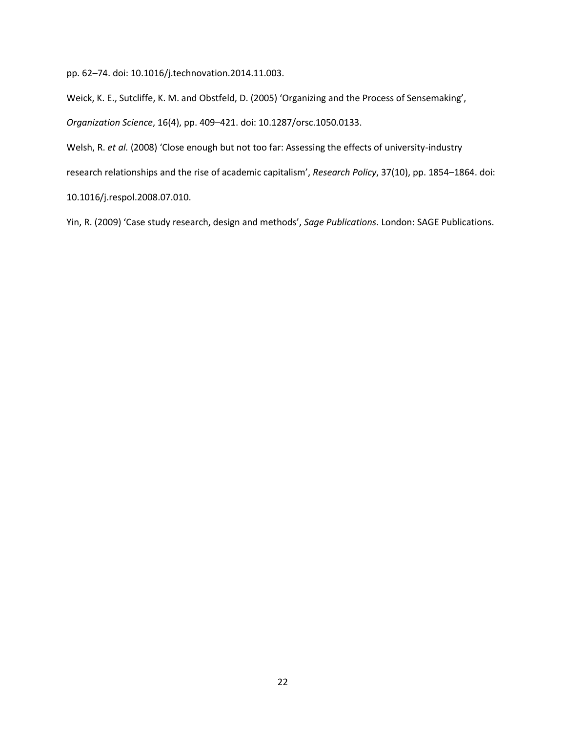pp. 62–74. doi: 10.1016/j.technovation.2014.11.003.

Weick, K. E., Sutcliffe, K. M. and Obstfeld, D. (2005) 'Organizing and the Process of Sensemaking', *Organization Science*, 16(4), pp. 409–421. doi: 10.1287/orsc.1050.0133.

Welsh, R. *et al.* (2008) 'Close enough but not too far: Assessing the effects of university-industry research relationships and the rise of academic capitalism', *Research Policy*, 37(10), pp. 1854–1864. doi: 10.1016/j.respol.2008.07.010.

Yin, R. (2009) 'Case study research, design and methods', *Sage Publications*. London: SAGE Publications.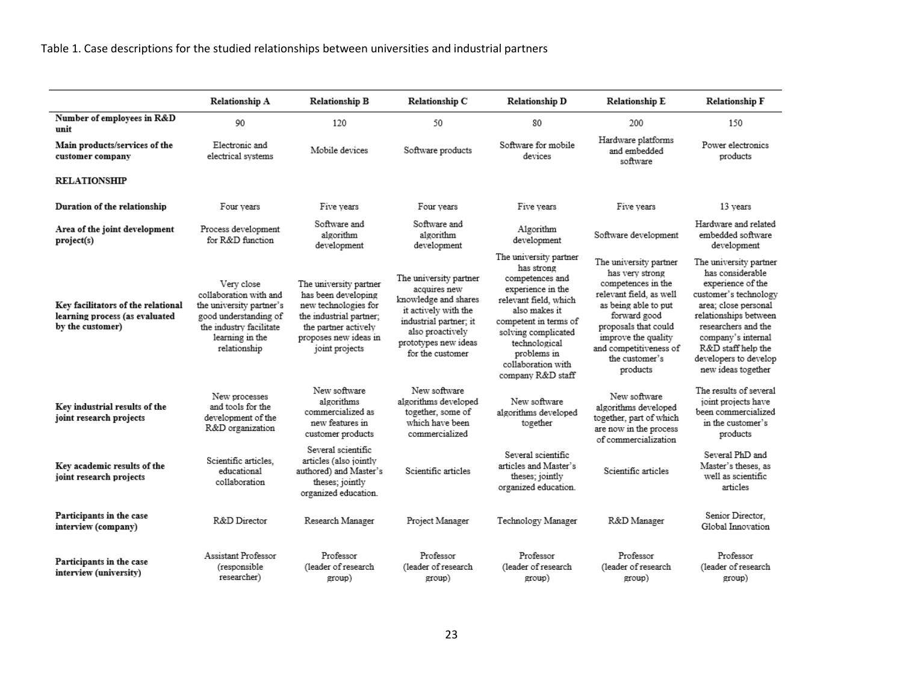Table 1. Case descriptions for the studied relationships between universities and industrial partners

| | Relationship A | Relationship B | Relationship C | Relationship D | Relationship E | Relationship F |
|---|---|---|---|---|---|---|
| **Number of employees in R&D unit** | 90 | 120 | 50 | 80 | 200 | 150 |
| **Main products/services of the customer company** | Electronic and electrical systems | Mobile devices | Software products | Software for mobile devices | Hardware platforms and embedded software | Power electronics products |
| **RELATIONSHIP** | | | | | | |
| **Duration of the relationship** | Four years | Five years | Four years | Five years | Five years | 13 years |
| **Area of the joint development project(s)** | Process development for R&D function | Software and algorithm development | Software and algorithm development | Algorithm development | Software development | Hardware and related embedded software development |
| **Key facilitators of the relational learning process (as evaluated by the customer)** | Very close collaboration with and the university partner's good understanding of the industry facilitate learning in the relationship | The university partner has been developing new technologies for the industrial partner; the partner actively proposes new ideas in joint projects | The university partner acquires new knowledge and shares it actively with the industrial partner; it also proactively prototypes new ideas for the customer | The university partner has strong competences and experience in the relevant field, which also makes it competent in terms of solving complicated technological problems in collaboration with company R&D staff | The university partner has very strong competences in the relevant field, as well as being able to put forward good proposals that could improve the quality and competitiveness of the customer's products | The university partner has considerable experience of the customer's technology area; close personal relationships between researchers and the company's internal R&D staff help the developers to develop new ideas together |
| **Key industrial results of the joint research projects** | New processes and tools for the development of the R&D organization | New software algorithms commercialized as new features in customer products | New software algorithms developed together, some of which have been commercialized | New software algorithms developed together | New software algorithms developed together, part of which are now in the process of commercialization | The results of several joint projects have been commercialized in the customer's products |
| **Key academic results of the joint research projects** | Scientific articles, educational collaboration | Several scientific articles (also jointly authored) and Master's theses; jointly organized education. | Scientific articles | Several scientific articles and Master's theses; jointly organized education. | Scientific articles | Several PhD and Master's theses, as well as scientific articles |
| **Participants in the case interview (company)** | R&D Director | Research Manager | Project Manager | Technology Manager | R&D Manager | Senior Director, Global Innovation |
| **Participants in the case interview (university)** | Assistant Professor (responsible researcher) | Professor (leader of research group) | Professor (leader of research group) | Professor (leader of research group) | Professor (leader of research group) | Professor (leader of research group) |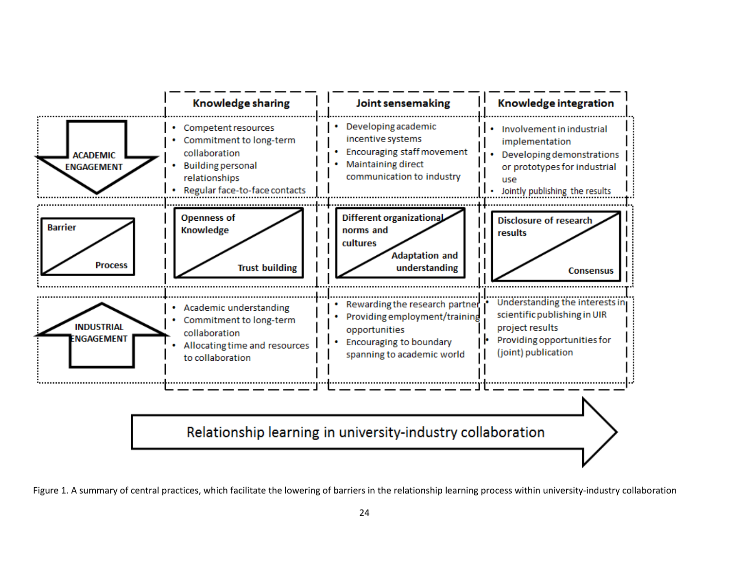| | Knowledge sharing | Joint sensemaking | Knowledge integration |
|---|---|---|---|
| ACADEMIC ENGAGEMENT | • Competent resources<br>• Commitment to long-term collaboration<br>• Building personal relationships<br>• Regular face-to-face contacts | • Developing academic incentive systems<br>• Encouraging staff movement<br>• Maintaining direct communication to industry | • Involvement in industrial implementation<br>• Developing demonstrations or prototypes for industrial use<br>• Jointly publishing the results |
| Barrier / Process | Openness of Knowledge / Trust building | Different organizational norms and cultures / Adaptation and understanding | Disclosure of research results / Consensus |
| INDUSTRIAL ENGAGEMENT | • Academic understanding<br>• Commitment to long-term collaboration<br>• Allocating time and resources to collaboration | • Rewarding the research partner<br>• Providing employment/training opportunities<br>• Encouraging to boundary spanning to academic world | • Understanding the interests in scientific publishing in UIR project results<br>• Providing opportunities for (joint) publication |

Relationship learning in university-industry collaboration

Figure 1. A summary of central practices, which facilitate the lowering of barriers in the relationship learning process within university-industry collaboration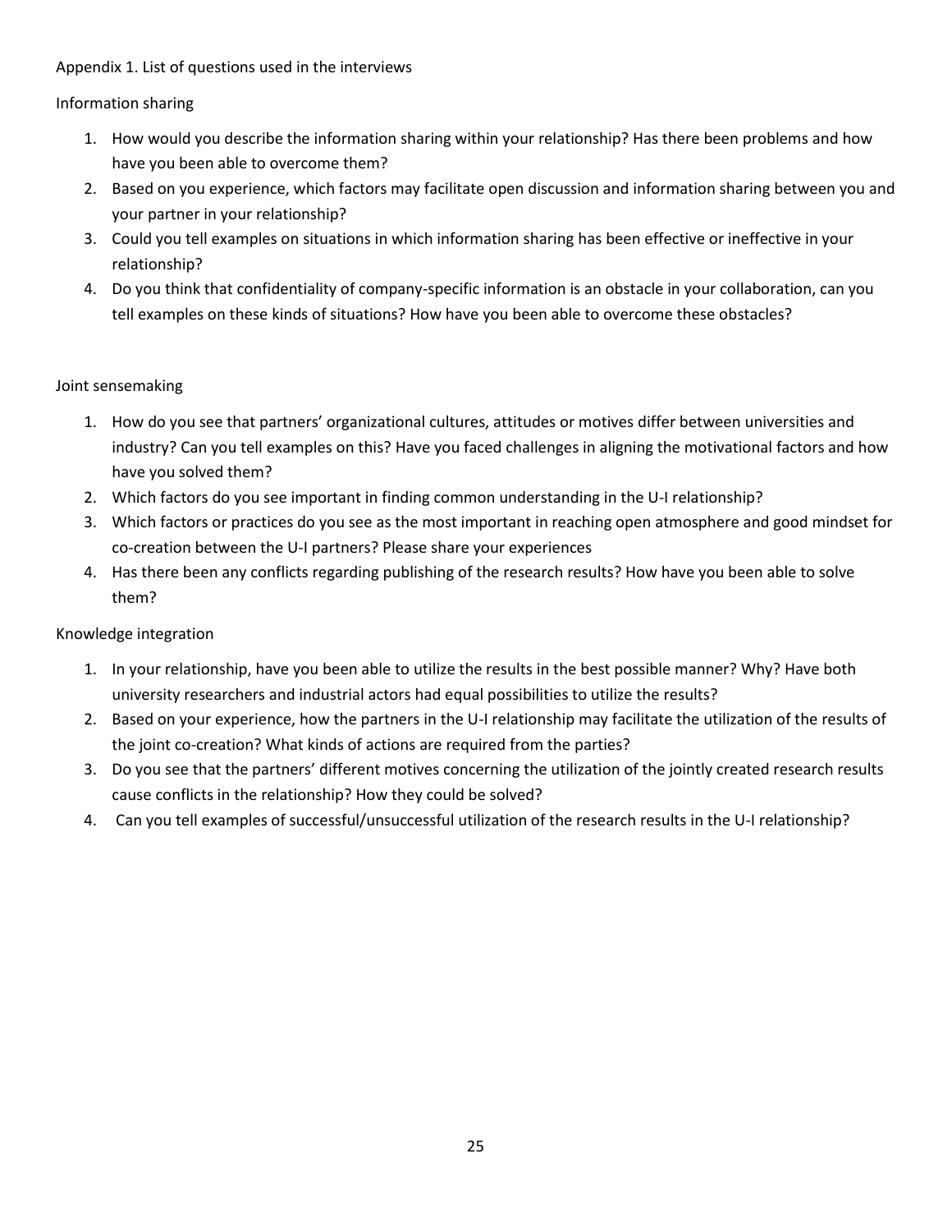Appendix 1. List of questions used in the interviews

Information sharing

1. How would you describe the information sharing within your relationship? Has there been problems and how have you been able to overcome them?
2. Based on you experience, which factors may facilitate open discussion and information sharing between you and your partner in your relationship?
3. Could you tell examples on situations in which information sharing has been effective or ineffective in your relationship?
4. Do you think that confidentiality of company-specific information is an obstacle in your collaboration, can you tell examples on these kinds of situations? How have you been able to overcome these obstacles?

Joint sensemaking

1. How do you see that partners' organizational cultures, attitudes or motives differ between universities and industry? Can you tell examples on this? Have you faced challenges in aligning the motivational factors and how have you solved them?
2. Which factors do you see important in finding common understanding in the U-I relationship?
3. Which factors or practices do you see as the most important in reaching open atmosphere and good mindset for co-creation between the U-I partners? Please share your experiences
4. Has there been any conflicts regarding publishing of the research results? How have you been able to solve them?

Knowledge integration

1. In your relationship, have you been able to utilize the results in the best possible manner? Why? Have both university researchers and industrial actors had equal possibilities to utilize the results?
2. Based on your experience, how the partners in the U-I relationship may facilitate the utilization of the results of the joint co-creation? What kinds of actions are required from the parties?
3. Do you see that the partners' different motives concerning the utilization of the jointly created research results cause conflicts in the relationship? How they could be solved?
4. Can you tell examples of successful/unsuccessful utilization of the research results in the U-I relationship?